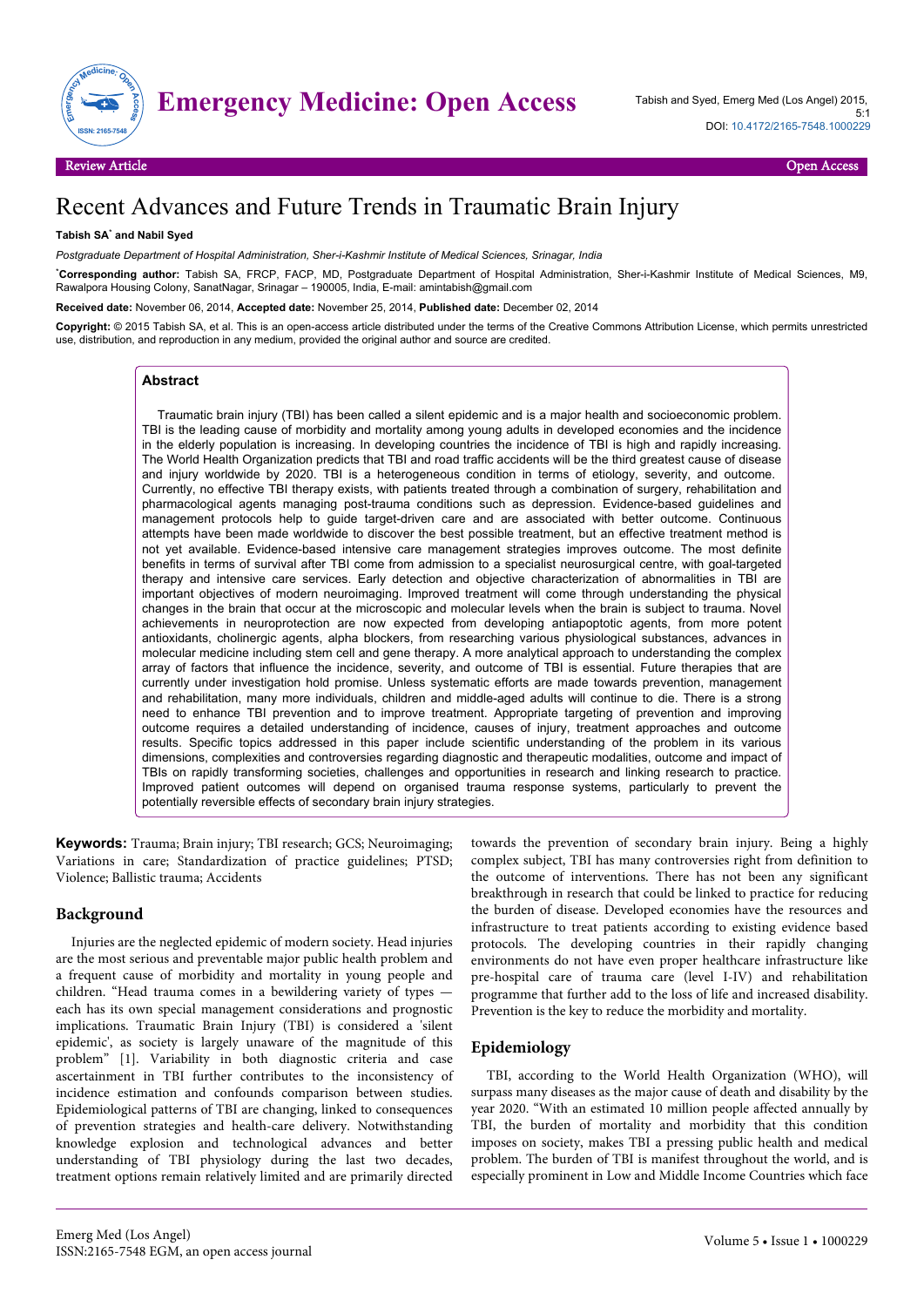Review Article — Open Access

# Recent Advances and Future Trends in Traumatic Brain Injury

**Tabish SA*** **and Nabil Syed**

*Postgraduate Department of Hospital Administration, Sher-i-Kashmir Institute of Medical Sciences, Srinagar, India*

***Corresponding author:** Tabish SA, FRCP, FACP, MD, Postgraduate Department of Hospital Administration, Sher-i-Kashmir Institute of Medical Sciences, M9, Rawalpora Housing Colony, SanatNagar, Srinagar – 190005, India, E-mail: amintabish@gmail.com

**Received date:** November 06, 2014, **Accepted date:** November 25, 2014, **Published date:** December 02, 2014

**Copyright:** © 2015 Tabish SA, et al. This is an open-access article distributed under the terms of the Creative Commons Attribution License, which permits unrestricted use, distribution, and reproduction in any medium, provided the original author and source are credited.

## Abstract

Traumatic brain injury (TBI) has been called a silent epidemic and is a major health and socioeconomic problem. TBI is the leading cause of morbidity and mortality among young adults in developed economies and the incidence in the elderly population is increasing. In developing countries the incidence of TBI is high and rapidly increasing. The World Health Organization predicts that TBI and road traffic accidents will be the third greatest cause of disease and injury worldwide by 2020. TBI is a heterogeneous condition in terms of etiology, severity, and outcome. Currently, no effective TBI therapy exists, with patients treated through a combination of surgery, rehabilitation and pharmacological agents managing post-trauma conditions such as depression. Evidence-based guidelines and management protocols help to guide target-driven care and are associated with better outcome. Continuous attempts have been made worldwide to discover the best possible treatment, but an effective treatment method is not yet available. Evidence-based intensive care management strategies improves outcome. The most definite benefits in terms of survival after TBI come from admission to a specialist neurosurgical centre, with goal-targeted therapy and intensive care services. Early detection and objective characterization of abnormalities in TBI are important objectives of modern neuroimaging. Improved treatment will come through understanding the physical changes in the brain that occur at the microscopic and molecular levels when the brain is subject to trauma. Novel achievements in neuroprotection are now expected from developing antiapoptotic agents, from more potent antioxidants, cholinergic agents, alpha blockers, from researching various physiological substances, advances in molecular medicine including stem cell and gene therapy. A more analytical approach to understanding the complex array of factors that influence the incidence, severity, and outcome of TBI is essential. Future therapies that are currently under investigation hold promise. Unless systematic efforts are made towards prevention, management and rehabilitation, many more individuals, children and middle-aged adults will continue to die. There is a strong need to enhance TBI prevention and to improve treatment. Appropriate targeting of prevention and improving outcome requires a detailed understanding of incidence, causes of injury, treatment approaches and outcome results. Specific topics addressed in this paper include scientific understanding of the problem in its various dimensions, complexities and controversies regarding diagnostic and therapeutic modalities, outcome and impact of TBIs on rapidly transforming societies, challenges and opportunities in research and linking research to practice. Improved patient outcomes will depend on organised trauma response systems, particularly to prevent the potentially reversible effects of secondary brain injury strategies.

**Keywords:** Trauma; Brain injury; TBI research; GCS; Neuroimaging; Variations in care; Standardization of practice guidelines; PTSD; Violence; Ballistic trauma; Accidents

## Background

Injuries are the neglected epidemic of modern society. Head injuries are the most serious and preventable major public health problem and a frequent cause of morbidity and mortality in young people and children. "Head trauma comes in a bewildering variety of types — each has its own special management considerations and prognostic implications. Traumatic Brain Injury (TBI) is considered a 'silent epidemic', as society is largely unaware of the magnitude of this problem" [1]. Variability in both diagnostic criteria and case ascertainment in TBI further contributes to the inconsistency of incidence estimation and confounds comparison between studies. Epidemiological patterns of TBI are changing, linked to consequences of prevention strategies and health-care delivery. Notwithstanding knowledge explosion and technological advances and better understanding of TBI physiology during the last two decades, treatment options remain relatively limited and are primarily directed towards the prevention of secondary brain injury. Being a highly complex subject, TBI has many controversies right from definition to the outcome of interventions. There has not been any significant breakthrough in research that could be linked to practice for reducing the burden of disease. Developed economies have the resources and infrastructure to treat patients according to existing evidence based protocols. The developing countries in their rapidly changing environments do not have even proper healthcare infrastructure like pre-hospital care of trauma care (level I-IV) and rehabilitation programme that further add to the loss of life and increased disability. Prevention is the key to reduce the morbidity and mortality.

## Epidemiology

TBI, according to the World Health Organization (WHO), will surpass many diseases as the major cause of death and disability by the year 2020. "With an estimated 10 million people affected annually by TBI, the burden of mortality and morbidity that this condition imposes on society, makes TBI a pressing public health and medical problem. The burden of TBI is manifest throughout the world, and is especially prominent in Low and Middle Income Countries which face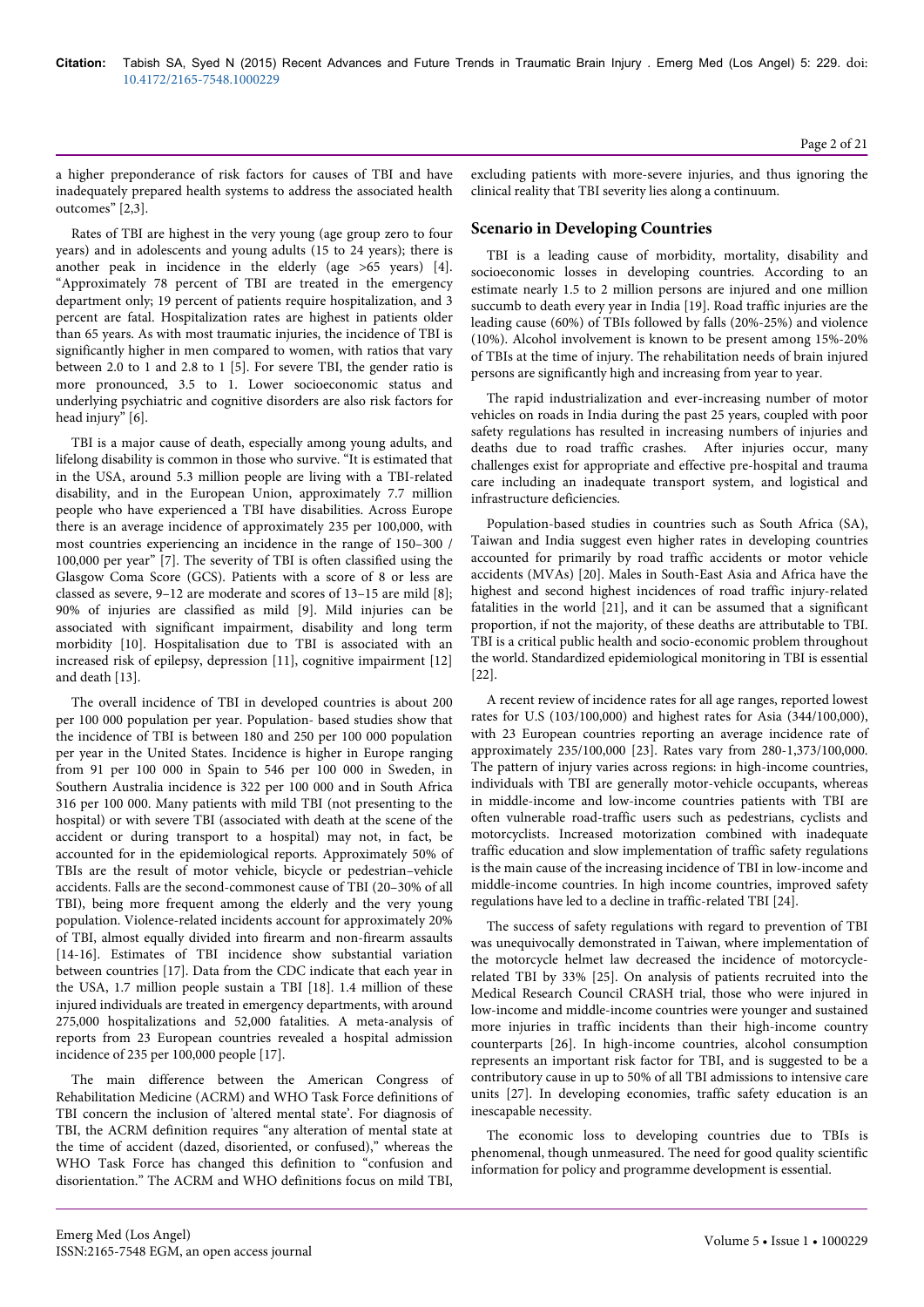a higher preponderance of risk factors for causes of TBI and have inadequately prepared health systems to address the associated health outcomes" [2,3].

Rates of TBI are highest in the very young (age group zero to four years) and in adolescents and young adults (15 to 24 years); there is another peak in incidence in the elderly (age >65 years) [4]. "Approximately 78 percent of TBI are treated in the emergency department only; 19 percent of patients require hospitalization, and 3 percent are fatal. Hospitalization rates are highest in patients older than 65 years. As with most traumatic injuries, the incidence of TBI is significantly higher in men compared to women, with ratios that vary between 2.0 to 1 and 2.8 to 1 [5]. For severe TBI, the gender ratio is more pronounced, 3.5 to 1. Lower socioeconomic status and underlying psychiatric and cognitive disorders are also risk factors for head injury" [6].

TBI is a major cause of death, especially among young adults, and lifelong disability is common in those who survive. "It is estimated that in the USA, around 5.3 million people are living with a TBI-related disability, and in the European Union, approximately 7.7 million people who have experienced a TBI have disabilities. Across Europe there is an average incidence of approximately 235 per 100,000, with most countries experiencing an incidence in the range of 150–300 / 100,000 per year" [7]. The severity of TBI is often classified using the Glasgow Coma Score (GCS). Patients with a score of 8 or less are classed as severe, 9–12 are moderate and scores of 13–15 are mild [8]; 90% of injuries are classified as mild [9]. Mild injuries can be associated with significant impairment, disability and long term morbidity [10]. Hospitalisation due to TBI is associated with an increased risk of epilepsy, depression [11], cognitive impairment [12] and death [13].

The overall incidence of TBI in developed countries is about 200 per 100 000 population per year. Population- based studies show that the incidence of TBI is between 180 and 250 per 100 000 population per year in the United States. Incidence is higher in Europe ranging from 91 per 100 000 in Spain to 546 per 100 000 in Sweden, in Southern Australia incidence is 322 per 100 000 and in South Africa 316 per 100 000. Many patients with mild TBI (not presenting to the hospital) or with severe TBI (associated with death at the scene of the accident or during transport to a hospital) may not, in fact, be accounted for in the epidemiological reports. Approximately 50% of TBIs are the result of motor vehicle, bicycle or pedestrian–vehicle accidents. Falls are the second-commonest cause of TBI (20–30% of all TBI), being more frequent among the elderly and the very young population. Violence-related incidents account for approximately 20% of TBI, almost equally divided into firearm and non-firearm assaults [14-16]. Estimates of TBI incidence show substantial variation between countries [17]. Data from the CDC indicate that each year in the USA, 1.7 million people sustain a TBI [18]. 1.4 million of these injured individuals are treated in emergency departments, with around 275,000 hospitalizations and 52,000 fatalities. A meta-analysis of reports from 23 European countries revealed a hospital admission incidence of 235 per 100,000 people [17].

The main difference between the American Congress of Rehabilitation Medicine (ACRM) and WHO Task Force definitions of TBI concern the inclusion of 'altered mental state'. For diagnosis of TBI, the ACRM definition requires "any alteration of mental state at the time of accident (dazed, disoriented, or confused)," whereas the WHO Task Force has changed this definition to "confusion and disorientation." The ACRM and WHO definitions focus on mild TBI, excluding patients with more-severe injuries, and thus ignoring the clinical reality that TBI severity lies along a continuum.

## Scenario in Developing Countries

TBI is a leading cause of morbidity, mortality, disability and socioeconomic losses in developing countries. According to an estimate nearly 1.5 to 2 million persons are injured and one million succumb to death every year in India [19]. Road traffic injuries are the leading cause (60%) of TBIs followed by falls (20%-25%) and violence (10%). Alcohol involvement is known to be present among 15%-20% of TBIs at the time of injury. The rehabilitation needs of brain injured persons are significantly high and increasing from year to year.

The rapid industrialization and ever-increasing number of motor vehicles on roads in India during the past 25 years, coupled with poor safety regulations has resulted in increasing numbers of injuries and deaths due to road traffic crashes. After injuries occur, many challenges exist for appropriate and effective pre-hospital and trauma care including an inadequate transport system, and logistical and infrastructure deficiencies.

Population-based studies in countries such as South Africa (SA), Taiwan and India suggest even higher rates in developing countries accounted for primarily by road traffic accidents or motor vehicle accidents (MVAs) [20]. Males in South-East Asia and Africa have the highest and second highest incidences of road traffic injury-related fatalities in the world [21], and it can be assumed that a significant proportion, if not the majority, of these deaths are attributable to TBI. TBI is a critical public health and socio-economic problem throughout the world. Standardized epidemiological monitoring in TBI is essential [22].

A recent review of incidence rates for all age ranges, reported lowest rates for U.S (103/100,000) and highest rates for Asia (344/100,000), with 23 European countries reporting an average incidence rate of approximately 235/100,000 [23]. Rates vary from 280-1,373/100,000. The pattern of injury varies across regions: in high-income countries, individuals with TBI are generally motor-vehicle occupants, whereas in middle-income and low-income countries patients with TBI are often vulnerable road-traffic users such as pedestrians, cyclists and motorcyclists. Increased motorization combined with inadequate traffic education and slow implementation of traffic safety regulations is the main cause of the increasing incidence of TBI in low-income and middle-income countries. In high income countries, improved safety regulations have led to a decline in traffic-related TBI [24].

The success of safety regulations with regard to prevention of TBI was unequivocally demonstrated in Taiwan, where implementation of the motorcycle helmet law decreased the incidence of motorcycle-related TBI by 33% [25]. On analysis of patients recruited into the Medical Research Council CRASH trial, those who were injured in low-income and middle-income countries were younger and sustained more injuries in traffic incidents than their high-income country counterparts [26]. In high-income countries, alcohol consumption represents an important risk factor for TBI, and is suggested to be a contributory cause in up to 50% of all TBI admissions to intensive care units [27]. In developing economies, traffic safety education is an inescapable necessity.

The economic loss to developing countries due to TBIs is phenomenal, though unmeasured. The need for good quality scientific information for policy and programme development is essential.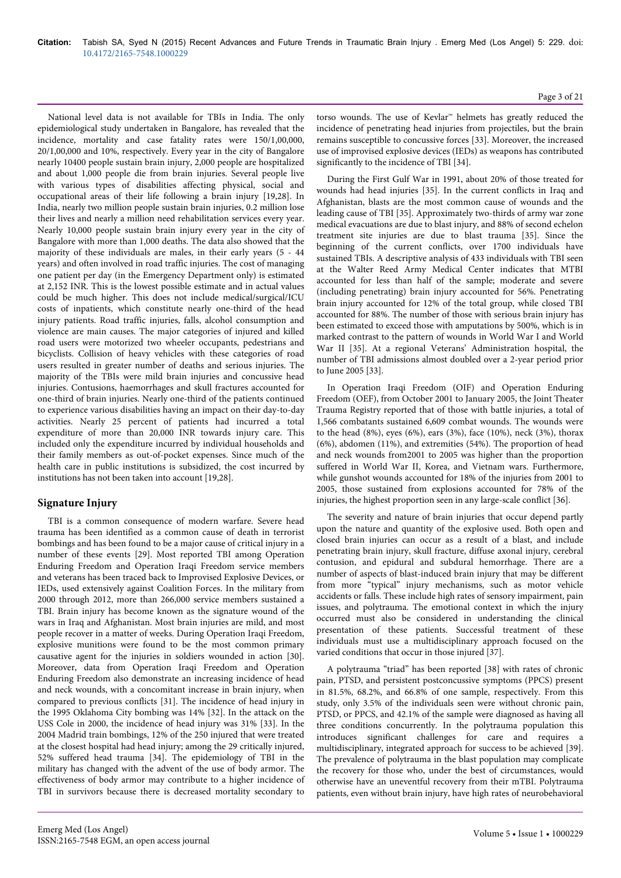National level data is not available for TBIs in India. The only epidemiological study undertaken in Bangalore, has revealed that the incidence, mortality and case fatality rates were 150/1,00,000, 20/1,00,000 and 10%, respectively. Every year in the city of Bangalore nearly 10400 people sustain brain injury, 2,000 people are hospitalized and about 1,000 people die from brain injuries. Several people live with various types of disabilities affecting physical, social and occupational areas of their life following a brain injury [19,28]. In India, nearly two million people sustain brain injuries, 0.2 million lose their lives and nearly a million need rehabilitation services every year. Nearly 10,000 people sustain brain injury every year in the city of Bangalore with more than 1,000 deaths. The data also showed that the majority of these individuals are males, in their early years (5 - 44 years) and often involved in road traffic injuries. The cost of managing one patient per day (in the Emergency Department only) is estimated at 2,152 INR. This is the lowest possible estimate and in actual values could be much higher. This does not include medical/surgical/ICU costs of inpatients, which constitute nearly one-third of the head injury patients. Road traffic injuries, falls, alcohol consumption and violence are main causes. The major categories of injured and killed road users were motorized two wheeler occupants, pedestrians and bicyclists. Collision of heavy vehicles with these categories of road users resulted in greater number of deaths and serious injuries. The majority of the TBIs were mild brain injuries and concussive head injuries. Contusions, haemorrhages and skull fractures accounted for one-third of brain injuries. Nearly one-third of the patients continued to experience various disabilities having an impact on their day-to-day activities. Nearly 25 percent of patients had incurred a total expenditure of more than 20,000 INR towards injury care. This included only the expenditure incurred by individual households and their family members as out-of-pocket expenses. Since much of the health care in public institutions is subsidized, the cost incurred by institutions has not been taken into account [19,28].

## Signature Injury

TBI is a common consequence of modern warfare. Severe head trauma has been identified as a common cause of death in terrorist bombings and has been found to be a major cause of critical injury in a number of these events [29]. Most reported TBI among Operation Enduring Freedom and Operation Iraqi Freedom service members and veterans has been traced back to Improvised Explosive Devices, or IEDs, used extensively against Coalition Forces. In the military from 2000 through 2012, more than 266,000 service members sustained a TBI. Brain injury has become known as the signature wound of the wars in Iraq and Afghanistan. Most brain injuries are mild, and most people recover in a matter of weeks. During Operation Iraqi Freedom, explosive munitions were found to be the most common primary causative agent for the injuries in soldiers wounded in action [30]. Moreover, data from Operation Iraqi Freedom and Operation Enduring Freedom also demonstrate an increasing incidence of head and neck wounds, with a concomitant increase in brain injury, when compared to previous conflicts [31]. The incidence of head injury in the 1995 Oklahoma City bombing was 14% [32]. In the attack on the USS Cole in 2000, the incidence of head injury was 31% [33]. In the 2004 Madrid train bombings, 12% of the 250 injured that were treated at the closest hospital had head injury; among the 29 critically injured, 52% suffered head trauma [34]. The epidemiology of TBI in the military has changed with the advent of the use of body armor. The effectiveness of body armor may contribute to a higher incidence of TBI in survivors because there is decreased mortality secondary to torso wounds. The use of Kevlar™ helmets has greatly reduced the incidence of penetrating head injuries from projectiles, but the brain remains susceptible to concussive forces [33]. Moreover, the increased use of improvised explosive devices (IEDs) as weapons has contributed significantly to the incidence of TBI [34].

During the First Gulf War in 1991, about 20% of those treated for wounds had head injuries [35]. In the current conflicts in Iraq and Afghanistan, blasts are the most common cause of wounds and the leading cause of TBI [35]. Approximately two-thirds of army war zone medical evacuations are due to blast injury, and 88% of second echelon treatment site injuries are due to blast trauma [35]. Since the beginning of the current conflicts, over 1700 individuals have sustained TBIs. A descriptive analysis of 433 individuals with TBI seen at the Walter Reed Army Medical Center indicates that MTBI accounted for less than half of the sample; moderate and severe (including penetrating) brain injury accounted for 56%. Penetrating brain injury accounted for 12% of the total group, while closed TBI accounted for 88%. The number of those with serious brain injury has been estimated to exceed those with amputations by 500%, which is in marked contrast to the pattern of wounds in World War I and World War II [35]. At a regional Veterans' Administration hospital, the number of TBI admissions almost doubled over a 2-year period prior to June 2005 [33].

In Operation Iraqi Freedom (OIF) and Operation Enduring Freedom (OEF), from October 2001 to January 2005, the Joint Theater Trauma Registry reported that of those with battle injuries, a total of 1,566 combatants sustained 6,609 combat wounds. The wounds were to the head (8%), eyes (6%), ears (3%), face (10%), neck (3%), thorax (6%), abdomen (11%), and extremities (54%). The proportion of head and neck wounds from2001 to 2005 was higher than the proportion suffered in World War II, Korea, and Vietnam wars. Furthermore, while gunshot wounds accounted for 18% of the injuries from 2001 to 2005, those sustained from explosions accounted for 78% of the injuries, the highest proportion seen in any large-scale conflict [36].

The severity and nature of brain injuries that occur depend partly upon the nature and quantity of the explosive used. Both open and closed brain injuries can occur as a result of a blast, and include penetrating brain injury, skull fracture, diffuse axonal injury, cerebral contusion, and epidural and subdural hemorrhage. There are a number of aspects of blast-induced brain injury that may be different from more "typical" injury mechanisms, such as motor vehicle accidents or falls. These include high rates of sensory impairment, pain issues, and polytrauma. The emotional context in which the injury occurred must also be considered in understanding the clinical presentation of these patients. Successful treatment of these individuals must use a multidisciplinary approach focused on the varied conditions that occur in those injured [37].

A polytrauma "triad" has been reported [38] with rates of chronic pain, PTSD, and persistent postconcussive symptoms (PPCS) present in 81.5%, 68.2%, and 66.8% of one sample, respectively. From this study, only 3.5% of the individuals seen were without chronic pain, PTSD, or PPCS, and 42.1% of the sample were diagnosed as having all three conditions concurrently. In the polytrauma population this introduces significant challenges for care and requires a multidisciplinary, integrated approach for success to be achieved [39]. The prevalence of polytrauma in the blast population may complicate the recovery for those who, under the best of circumstances, would otherwise have an uneventful recovery from their mTBI. Polytrauma patients, even without brain injury, have high rates of neurobehavioral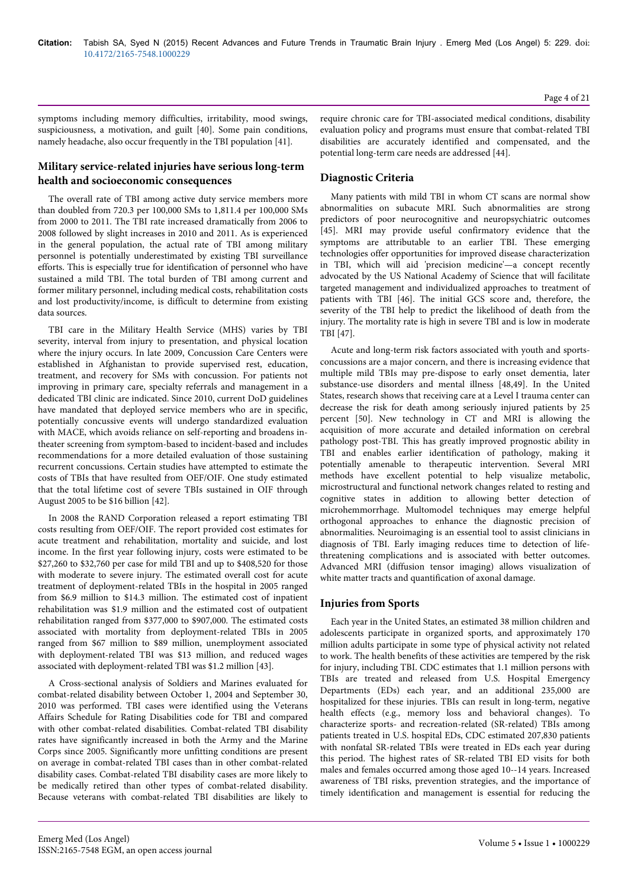symptoms including memory difficulties, irritability, mood swings, suspiciousness, a motivation, and guilt [40]. Some pain conditions, namely headache, also occur frequently in the TBI population [41].

## Military service-related injuries have serious long-term health and socioeconomic consequences

The overall rate of TBI among active duty service members more than doubled from 720.3 per 100,000 SMs to 1,811.4 per 100,000 SMs from 2000 to 2011. The TBI rate increased dramatically from 2006 to 2008 followed by slight increases in 2010 and 2011. As is experienced in the general population, the actual rate of TBI among military personnel is potentially underestimated by existing TBI surveillance efforts. This is especially true for identification of personnel who have sustained a mild TBI. The total burden of TBI among current and former military personnel, including medical costs, rehabilitation costs and lost productivity/income, is difficult to determine from existing data sources.

TBI care in the Military Health Service (MHS) varies by TBI severity, interval from injury to presentation, and physical location where the injury occurs. In late 2009, Concussion Care Centers were established in Afghanistan to provide supervised rest, education, treatment, and recovery for SMs with concussion. For patients not improving in primary care, specialty referrals and management in a dedicated TBI clinic are indicated. Since 2010, current DoD guidelines have mandated that deployed service members who are in specific, potentially concussive events will undergo standardized evaluation with MACE, which avoids reliance on self-reporting and broadens in-theater screening from symptom-based to incident-based and includes recommendations for a more detailed evaluation of those sustaining recurrent concussions. Certain studies have attempted to estimate the costs of TBIs that have resulted from OEF/OIF. One study estimated that the total lifetime cost of severe TBIs sustained in OIF through August 2005 to be $16 billion [42].

In 2008 the RAND Corporation released a report estimating TBI costs resulting from OEF/OIF. The report provided cost estimates for acute treatment and rehabilitation, mortality and suicide, and lost income. In the first year following injury, costs were estimated to be $27,260 to $32,760 per case for mild TBI and up to $408,520 for those with moderate to severe injury. The estimated overall cost for acute treatment of deployment-related TBIs in the hospital in 2005 ranged from $6.9 million to $14.3 million. The estimated cost of inpatient rehabilitation was $1.9 million and the estimated cost of outpatient rehabilitation ranged from $377,000 to $907,000. The estimated costs associated with mortality from deployment-related TBIs in 2005 ranged from $67 million to $89 million, unemployment associated with deployment-related TBI was $13 million, and reduced wages associated with deployment-related TBI was $1.2 million [43].

A Cross-sectional analysis of Soldiers and Marines evaluated for combat-related disability between October 1, 2004 and September 30, 2010 was performed. TBI cases were identified using the Veterans Affairs Schedule for Rating Disabilities code for TBI and compared with other combat-related disabilities. Combat-related TBI disability rates have significantly increased in both the Army and the Marine Corps since 2005. Significantly more unfitting conditions are present on average in combat-related TBI cases than in other combat-related disability cases. Combat-related TBI disability cases are more likely to be medically retired than other types of combat-related disability. Because veterans with combat-related TBI disabilities are likely to require chronic care for TBI-associated medical conditions, disability evaluation policy and programs must ensure that combat-related TBI disabilities are accurately identified and compensated, and the potential long-term care needs are addressed [44].

## Diagnostic Criteria

Many patients with mild TBI in whom CT scans are normal show abnormalities on subacute MRI. Such abnormalities are strong predictors of poor neurocognitive and neuropsychiatric outcomes [45]. MRI may provide useful confirmatory evidence that the symptoms are attributable to an earlier TBI. These emerging technologies offer opportunities for improved disease characterization in TBI, which will aid 'precision medicine'—a concept recently advocated by the US National Academy of Science that will facilitate targeted management and individualized approaches to treatment of patients with TBI [46]. The initial GCS score and, therefore, the severity of the TBI help to predict the likelihood of death from the injury. The mortality rate is high in severe TBI and is low in moderate TBI [47].

Acute and long-term risk factors associated with youth and sports-concussions are a major concern, and there is increasing evidence that multiple mild TBIs may pre-dispose to early onset dementia, later substance-use disorders and mental illness [48,49]. In the United States, research shows that receiving care at a Level I trauma center can decrease the risk for death among seriously injured patients by 25 percent [50]. New technology in CT and MRI is allowing the acquisition of more accurate and detailed information on cerebral pathology post-TBI. This has greatly improved prognostic ability in TBI and enables earlier identification of pathology, making it potentially amenable to therapeutic intervention. Several MRI methods have excellent potential to help visualize metabolic, microstructural and functional network changes related to resting and cognitive states in addition to allowing better detection of microhemmorrhage. Multomodel techniques may emerge helpful orthogonal approaches to enhance the diagnostic precision of abnormalities. Neuroimaging is an essential tool to assist clinicians in diagnosis of TBI. Early imaging reduces time to detection of life-threatening complications and is associated with better outcomes. Advanced MRI (diffusion tensor imaging) allows visualization of white matter tracts and quantification of axonal damage.

## Injuries from Sports

Each year in the United States, an estimated 38 million children and adolescents participate in organized sports, and approximately 170 million adults participate in some type of physical activity not related to work. The health benefits of these activities are tempered by the risk for injury, including TBI. CDC estimates that 1.1 million persons with TBIs are treated and released from U.S. Hospital Emergency Departments (EDs) each year, and an additional 235,000 are hospitalized for these injuries. TBIs can result in long-term, negative health effects (e.g., memory loss and behavioral changes). To characterize sports- and recreation-related (SR-related) TBIs among patients treated in U.S. hospital EDs, CDC estimated 207,830 patients with nonfatal SR-related TBIs were treated in EDs each year during this period. The highest rates of SR-related TBI ED visits for both males and females occurred among those aged 10--14 years. Increased awareness of TBI risks, prevention strategies, and the importance of timely identification and management is essential for reducing the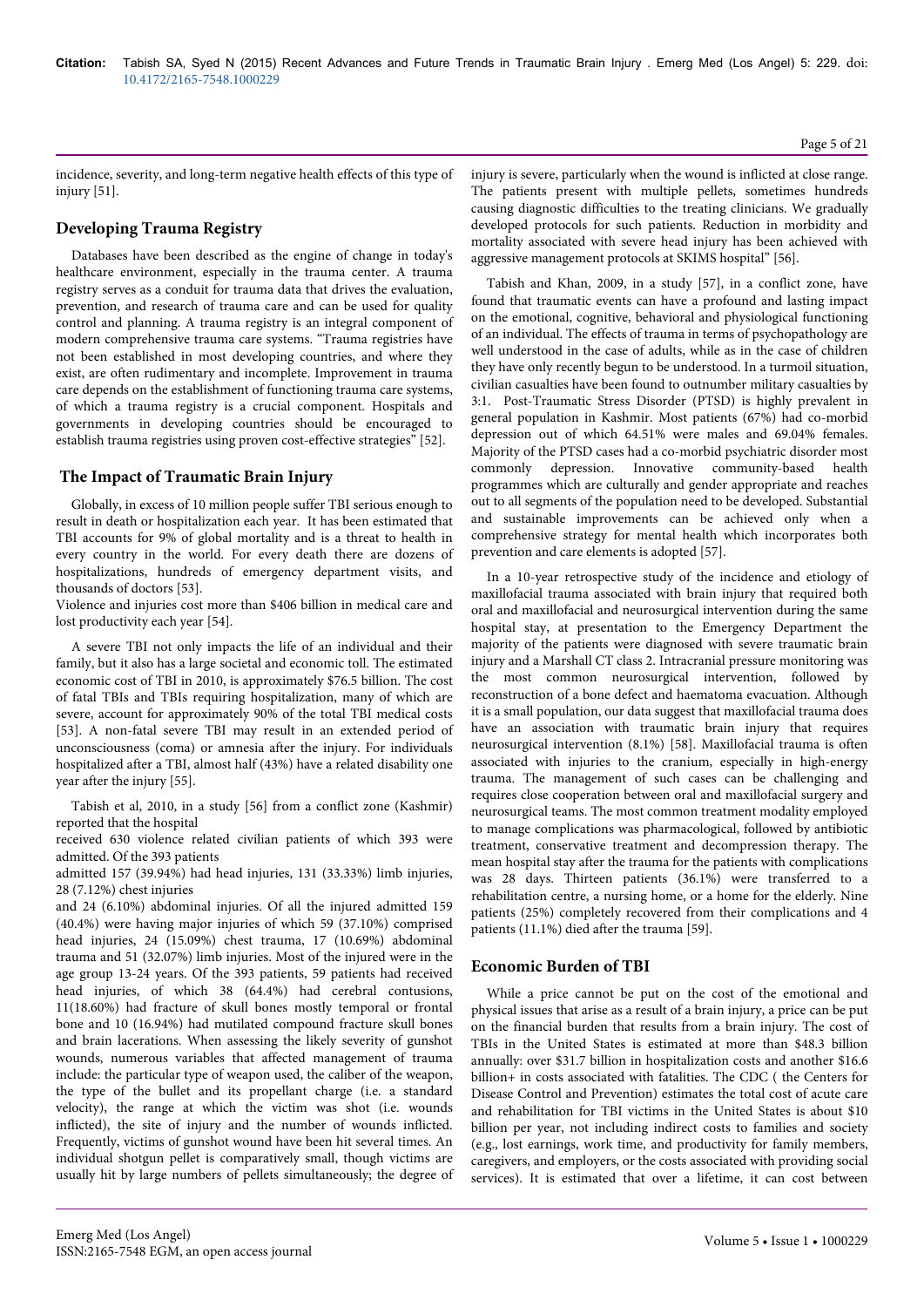incidence, severity, and long-term negative health effects of this type of injury [51].

## Developing Trauma Registry

Databases have been described as the engine of change in today's healthcare environment, especially in the trauma center. A trauma registry serves as a conduit for trauma data that drives the evaluation, prevention, and research of trauma care and can be used for quality control and planning. A trauma registry is an integral component of modern comprehensive trauma care systems. "Trauma registries have not been established in most developing countries, and where they exist, are often rudimentary and incomplete. Improvement in trauma care depends on the establishment of functioning trauma care systems, of which a trauma registry is a crucial component. Hospitals and governments in developing countries should be encouraged to establish trauma registries using proven cost-effective strategies" [52].

## The Impact of Traumatic Brain Injury

Globally, in excess of 10 million people suffer TBI serious enough to result in death or hospitalization each year. It has been estimated that TBI accounts for 9% of global mortality and is a threat to health in every country in the world. For every death there are dozens of hospitalizations, hundreds of emergency department visits, and thousands of doctors [53].
Violence and injuries cost more than $406 billion in medical care and lost productivity each year [54].

A severe TBI not only impacts the life of an individual and their family, but it also has a large societal and economic toll. The estimated economic cost of TBI in 2010, is approximately $76.5 billion. The cost of fatal TBIs and TBIs requiring hospitalization, many of which are severe, account for approximately 90% of the total TBI medical costs [53]. A non-fatal severe TBI may result in an extended period of unconsciousness (coma) or amnesia after the injury. For individuals hospitalized after a TBI, almost half (43%) have a related disability one year after the injury [55].

Tabish et al, 2010, in a study [56] from a conflict zone (Kashmir) reported that the hospital
received 630 violence related civilian patients of which 393 were admitted. Of the 393 patients
admitted 157 (39.94%) had head injuries, 131 (33.33%) limb injuries, 28 (7.12%) chest injuries
and 24 (6.10%) abdominal injuries. Of all the injured admitted 159 (40.4%) were having major injuries of which 59 (37.10%) comprised head injuries, 24 (15.09%) chest trauma, 17 (10.69%) abdominal trauma and 51 (32.07%) limb injuries. Most of the injured were in the age group 13-24 years. Of the 393 patients, 59 patients had received head injuries, of which 38 (64.4%) had cerebral contusions, 11(18.60%) had fracture of skull bones mostly temporal or frontal bone and 10 (16.94%) had mutilated compound fracture skull bones and brain lacerations. When assessing the likely severity of gunshot wounds, numerous variables that affected management of trauma include: the particular type of weapon used, the caliber of the weapon, the type of the bullet and its propellant charge (i.e. a standard velocity), the range at which the victim was shot (i.e. wounds inflicted), the site of injury and the number of wounds inflicted. Frequently, victims of gunshot wound have been hit several times. An individual shotgun pellet is comparatively small, though victims are usually hit by large numbers of pellets simultaneously; the degree of injury is severe, particularly when the wound is inflicted at close range. The patients present with multiple pellets, sometimes hundreds causing diagnostic difficulties to the treating clinicians. We gradually developed protocols for such patients. Reduction in morbidity and mortality associated with severe head injury has been achieved with aggressive management protocols at SKIMS hospital" [56].

Tabish and Khan, 2009, in a study [57], in a conflict zone, have found that traumatic events can have a profound and lasting impact on the emotional, cognitive, behavioral and physiological functioning of an individual. The effects of trauma in terms of psychopathology are well understood in the case of adults, while as in the case of children they have only recently begun to be understood. In a turmoil situation, civilian casualties have been found to outnumber military casualties by 3:1. Post-Traumatic Stress Disorder (PTSD) is highly prevalent in general population in Kashmir. Most patients (67%) had co-morbid depression out of which 64.51% were males and 69.04% females. Majority of the PTSD cases had a co-morbid psychiatric disorder most commonly depression. Innovative community-based health programmes which are culturally and gender appropriate and reaches out to all segments of the population need to be developed. Substantial and sustainable improvements can be achieved only when a comprehensive strategy for mental health which incorporates both prevention and care elements is adopted [57].

In a 10-year retrospective study of the incidence and etiology of maxillofacial trauma associated with brain injury that required both oral and maxillofacial and neurosurgical intervention during the same hospital stay, at presentation to the Emergency Department the majority of the patients were diagnosed with severe traumatic brain injury and a Marshall CT class 2. Intracranial pressure monitoring was the most common neurosurgical intervention, followed by reconstruction of a bone defect and haematoma evacuation. Although it is a small population, our data suggest that maxillofacial trauma does have an association with traumatic brain injury that requires neurosurgical intervention (8.1%) [58]. Maxillofacial trauma is often associated with injuries to the cranium, especially in high-energy trauma. The management of such cases can be challenging and requires close cooperation between oral and maxillofacial surgery and neurosurgical teams. The most common treatment modality employed to manage complications was pharmacological, followed by antibiotic treatment, conservative treatment and decompression therapy. The mean hospital stay after the trauma for the patients with complications was 28 days. Thirteen patients (36.1%) were transferred to a rehabilitation centre, a nursing home, or a home for the elderly. Nine patients (25%) completely recovered from their complications and 4 patients (11.1%) died after the trauma [59].

## Economic Burden of TBI

While a price cannot be put on the cost of the emotional and physical issues that arise as a result of a brain injury, a price can be put on the financial burden that results from a brain injury. The cost of TBIs in the United States is estimated at more than $48.3 billion annually: over $31.7 billion in hospitalization costs and another $16.6 billion+ in costs associated with fatalities. The CDC ( the Centers for Disease Control and Prevention) estimates the total cost of acute care and rehabilitation for TBI victims in the United States is about $10 billion per year, not including indirect costs to families and society (e.g., lost earnings, work time, and productivity for family members, caregivers, and employers, or the costs associated with providing social services). It is estimated that over a lifetime, it can cost between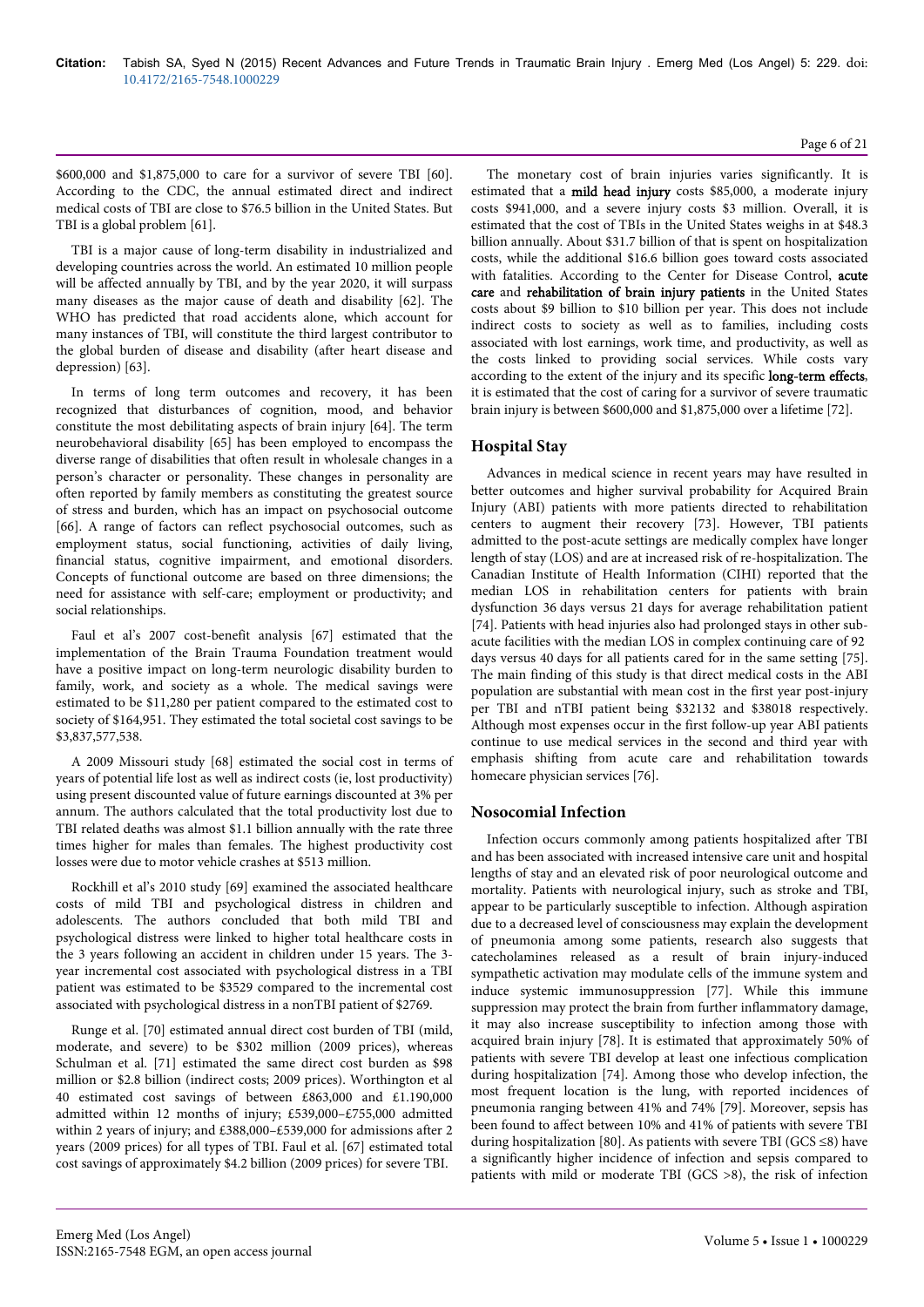$600,000 and $1,875,000 to care for a survivor of severe TBI [60]. According to the CDC, the annual estimated direct and indirect medical costs of TBI are close to $76.5 billion in the United States. But TBI is a global problem [61].

TBI is a major cause of long-term disability in industrialized and developing countries across the world. An estimated 10 million people will be affected annually by TBI, and by the year 2020, it will surpass many diseases as the major cause of death and disability [62]. The WHO has predicted that road accidents alone, which account for many instances of TBI, will constitute the third largest contributor to the global burden of disease and disability (after heart disease and depression) [63].

In terms of long term outcomes and recovery, it has been recognized that disturbances of cognition, mood, and behavior constitute the most debilitating aspects of brain injury [64]. The term neurobehavioral disability [65] has been employed to encompass the diverse range of disabilities that often result in wholesale changes in a person's character or personality. These changes in personality are often reported by family members as constituting the greatest source of stress and burden, which has an impact on psychosocial outcome [66]. A range of factors can reflect psychosocial outcomes, such as employment status, social functioning, activities of daily living, financial status, cognitive impairment, and emotional disorders. Concepts of functional outcome are based on three dimensions; the need for assistance with self-care; employment or productivity; and social relationships.

Faul et al's 2007 cost-benefit analysis [67] estimated that the implementation of the Brain Trauma Foundation treatment would have a positive impact on long-term neurologic disability burden to family, work, and society as a whole. The medical savings were estimated to be $11,280 per patient compared to the estimated cost to society of $164,951. They estimated the total societal cost savings to be $3,837,577,538.

A 2009 Missouri study [68] estimated the social cost in terms of years of potential life lost as well as indirect costs (ie, lost productivity) using present discounted value of future earnings discounted at 3% per annum. The authors calculated that the total productivity lost due to TBI related deaths was almost $1.1 billion annually with the rate three times higher for males than females. The highest productivity cost losses were due to motor vehicle crashes at $513 million.

Rockhill et al's 2010 study [69] examined the associated healthcare costs of mild TBI and psychological distress in children and adolescents. The authors concluded that both mild TBI and psychological distress were linked to higher total healthcare costs in the 3 years following an accident in children under 15 years. The 3-year incremental cost associated with psychological distress in a TBI patient was estimated to be $3529 compared to the incremental cost associated with psychological distress in a nonTBI patient of $2769.

Runge et al. [70] estimated annual direct cost burden of TBI (mild, moderate, and severe) to be $302 million (2009 prices), whereas Schulman et al. [71] estimated the same direct cost burden as $98 million or $2.8 billion (indirect costs; 2009 prices). Worthington et al 40 estimated cost savings of between £863,000 and £1.190,000 admitted within 12 months of injury; £539,000–£755,000 admitted within 2 years of injury; and £388,000–£539,000 for admissions after 2 years (2009 prices) for all types of TBI. Faul et al. [67] estimated total cost savings of approximately $4.2 billion (2009 prices) for severe TBI.

The monetary cost of brain injuries varies significantly. It is estimated that a **mild head injury** costs $85,000, a moderate injury costs $941,000, and a severe injury costs $3 million. Overall, it is estimated that the cost of TBIs in the United States weighs in at $48.3 billion annually. About $31.7 billion of that is spent on hospitalization costs, while the additional $16.6 billion goes toward costs associated with fatalities. According to the Center for Disease Control, **acute care** and **rehabilitation of brain injury patients** in the United States costs about $9 billion to $10 billion per year. This does not include indirect costs to society as well as to families, including costs associated with lost earnings, work time, and productivity, as well as the costs linked to providing social services. While costs vary according to the extent of the injury and its specific **long-term effects**, it is estimated that the cost of caring for a survivor of severe traumatic brain injury is between $600,000 and $1,875,000 over a lifetime [72].

## Hospital Stay

Advances in medical science in recent years may have resulted in better outcomes and higher survival probability for Acquired Brain Injury (ABI) patients with more patients directed to rehabilitation centers to augment their recovery [73]. However, TBI patients admitted to the post-acute settings are medically complex have longer length of stay (LOS) and are at increased risk of re-hospitalization. The Canadian Institute of Health Information (CIHI) reported that the median LOS in rehabilitation centers for patients with brain dysfunction 36 days versus 21 days for average rehabilitation patient [74]. Patients with head injuries also had prolonged stays in other sub-acute facilities with the median LOS in complex continuing care of 92 days versus 40 days for all patients cared for in the same setting [75]. The main finding of this study is that direct medical costs in the ABI population are substantial with mean cost in the first year post-injury per TBI and nTBI patient being $32132 and $38018 respectively. Although most expenses occur in the first follow-up year ABI patients continue to use medical services in the second and third year with emphasis shifting from acute care and rehabilitation towards homecare physician services [76].

## Nosocomial Infection

Infection occurs commonly among patients hospitalized after TBI and has been associated with increased intensive care unit and hospital lengths of stay and an elevated risk of poor neurological outcome and mortality. Patients with neurological injury, such as stroke and TBI, appear to be particularly susceptible to infection. Although aspiration due to a decreased level of consciousness may explain the development of pneumonia among some patients, research also suggests that catecholamines released as a result of brain injury-induced sympathetic activation may modulate cells of the immune system and induce systemic immunosuppression [77]. While this immune suppression may protect the brain from further inflammatory damage, it may also increase susceptibility to infection among those with acquired brain injury [78]. It is estimated that approximately 50% of patients with severe TBI develop at least one infectious complication during hospitalization [74]. Among those who develop infection, the most frequent location is the lung, with reported incidences of pneumonia ranging between 41% and 74% [79]. Moreover, sepsis has been found to affect between 10% and 41% of patients with severe TBI during hospitalization [80]. As patients with severe TBI (GCS ≤8) have a significantly higher incidence of infection and sepsis compared to patients with mild or moderate TBI (GCS >8), the risk of infection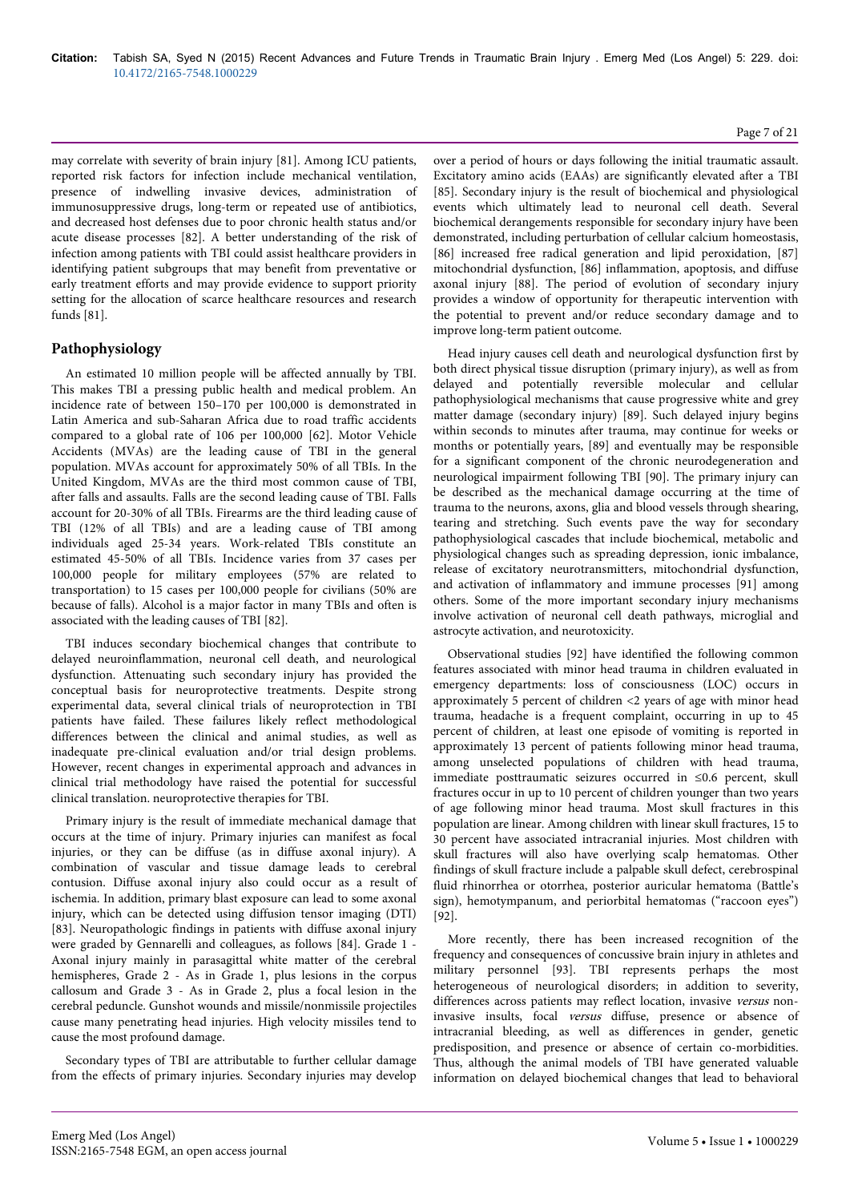may correlate with severity of brain injury [81]. Among ICU patients, reported risk factors for infection include mechanical ventilation, presence of indwelling invasive devices, administration of immunosuppressive drugs, long-term or repeated use of antibiotics, and decreased host defenses due to poor chronic health status and/or acute disease processes [82]. A better understanding of the risk of infection among patients with TBI could assist healthcare providers in identifying patient subgroups that may benefit from preventative or early treatment efforts and may provide evidence to support priority setting for the allocation of scarce healthcare resources and research funds [81].

## Pathophysiology

An estimated 10 million people will be affected annually by TBI. This makes TBI a pressing public health and medical problem. An incidence rate of between 150–170 per 100,000 is demonstrated in Latin America and sub-Saharan Africa due to road traffic accidents compared to a global rate of 106 per 100,000 [62]. Motor Vehicle Accidents (MVAs) are the leading cause of TBI in the general population. MVAs account for approximately 50% of all TBIs. In the United Kingdom, MVAs are the third most common cause of TBI, after falls and assaults. Falls are the second leading cause of TBI. Falls account for 20-30% of all TBIs. Firearms are the third leading cause of TBI (12% of all TBIs) and are a leading cause of TBI among individuals aged 25-34 years. Work-related TBIs constitute an estimated 45-50% of all TBIs. Incidence varies from 37 cases per 100,000 people for military employees (57% are related to transportation) to 15 cases per 100,000 people for civilians (50% are because of falls). Alcohol is a major factor in many TBIs and often is associated with the leading causes of TBI [82].

TBI induces secondary biochemical changes that contribute to delayed neuroinflammation, neuronal cell death, and neurological dysfunction. Attenuating such secondary injury has provided the conceptual basis for neuroprotective treatments. Despite strong experimental data, several clinical trials of neuroprotection in TBI patients have failed. These failures likely reflect methodological differences between the clinical and animal studies, as well as inadequate pre-clinical evaluation and/or trial design problems. However, recent changes in experimental approach and advances in clinical trial methodology have raised the potential for successful clinical translation. neuroprotective therapies for TBI.

Primary injury is the result of immediate mechanical damage that occurs at the time of injury. Primary injuries can manifest as focal injuries, or they can be diffuse (as in diffuse axonal injury). A combination of vascular and tissue damage leads to cerebral contusion. Diffuse axonal injury also could occur as a result of ischemia. In addition, primary blast exposure can lead to some axonal injury, which can be detected using diffusion tensor imaging (DTI) [83]. Neuropathologic findings in patients with diffuse axonal injury were graded by Gennarelli and colleagues, as follows [84]. Grade 1 - Axonal injury mainly in parasagittal white matter of the cerebral hemispheres, Grade 2 - As in Grade 1, plus lesions in the corpus callosum and Grade 3 - As in Grade 2, plus a focal lesion in the cerebral peduncle. Gunshot wounds and missile/nonmissile projectiles cause many penetrating head injuries. High velocity missiles tend to cause the most profound damage.

Secondary types of TBI are attributable to further cellular damage from the effects of primary injuries. Secondary injuries may develop over a period of hours or days following the initial traumatic assault. Excitatory amino acids (EAAs) are significantly elevated after a TBI [85]. Secondary injury is the result of biochemical and physiological events which ultimately lead to neuronal cell death. Several biochemical derangements responsible for secondary injury have been demonstrated, including perturbation of cellular calcium homeostasis, [86] increased free radical generation and lipid peroxidation, [87] mitochondrial dysfunction, [86] inflammation, apoptosis, and diffuse axonal injury [88]. The period of evolution of secondary injury provides a window of opportunity for therapeutic intervention with the potential to prevent and/or reduce secondary damage and to improve long-term patient outcome.

Head injury causes cell death and neurological dysfunction first by both direct physical tissue disruption (primary injury), as well as from delayed and potentially reversible molecular and cellular pathophysiological mechanisms that cause progressive white and grey matter damage (secondary injury) [89]. Such delayed injury begins within seconds to minutes after trauma, may continue for weeks or months or potentially years, [89] and eventually may be responsible for a significant component of the chronic neurodegeneration and neurological impairment following TBI [90]. The primary injury can be described as the mechanical damage occurring at the time of trauma to the neurons, axons, glia and blood vessels through shearing, tearing and stretching. Such events pave the way for secondary pathophysiological cascades that include biochemical, metabolic and physiological changes such as spreading depression, ionic imbalance, release of excitatory neurotransmitters, mitochondrial dysfunction, and activation of inflammatory and immune processes [91] among others. Some of the more important secondary injury mechanisms involve activation of neuronal cell death pathways, microglial and astrocyte activation, and neurotoxicity.

Observational studies [92] have identified the following common features associated with minor head trauma in children evaluated in emergency departments: loss of consciousness (LOC) occurs in approximately 5 percent of children <2 years of age with minor head trauma, headache is a frequent complaint, occurring in up to 45 percent of children, at least one episode of vomiting is reported in approximately 13 percent of patients following minor head trauma, among unselected populations of children with head trauma, immediate posttraumatic seizures occurred in ≤0.6 percent, skull fractures occur in up to 10 percent of children younger than two years of age following minor head trauma. Most skull fractures in this population are linear. Among children with linear skull fractures, 15 to 30 percent have associated intracranial injuries. Most children with skull fractures will also have overlying scalp hematomas. Other findings of skull fracture include a palpable skull defect, cerebrospinal fluid rhinorrhea or otorrhea, posterior auricular hematoma (Battle's sign), hemotympanum, and periorbital hematomas ("raccoon eyes") [92].

More recently, there has been increased recognition of the frequency and consequences of concussive brain injury in athletes and military personnel [93]. TBI represents perhaps the most heterogeneous of neurological disorders; in addition to severity, differences across patients may reflect location, invasive *versus* non-invasive insults, focal *versus* diffuse, presence or absence of intracranial bleeding, as well as differences in gender, genetic predisposition, and presence or absence of certain co-morbidities. Thus, although the animal models of TBI have generated valuable information on delayed biochemical changes that lead to behavioral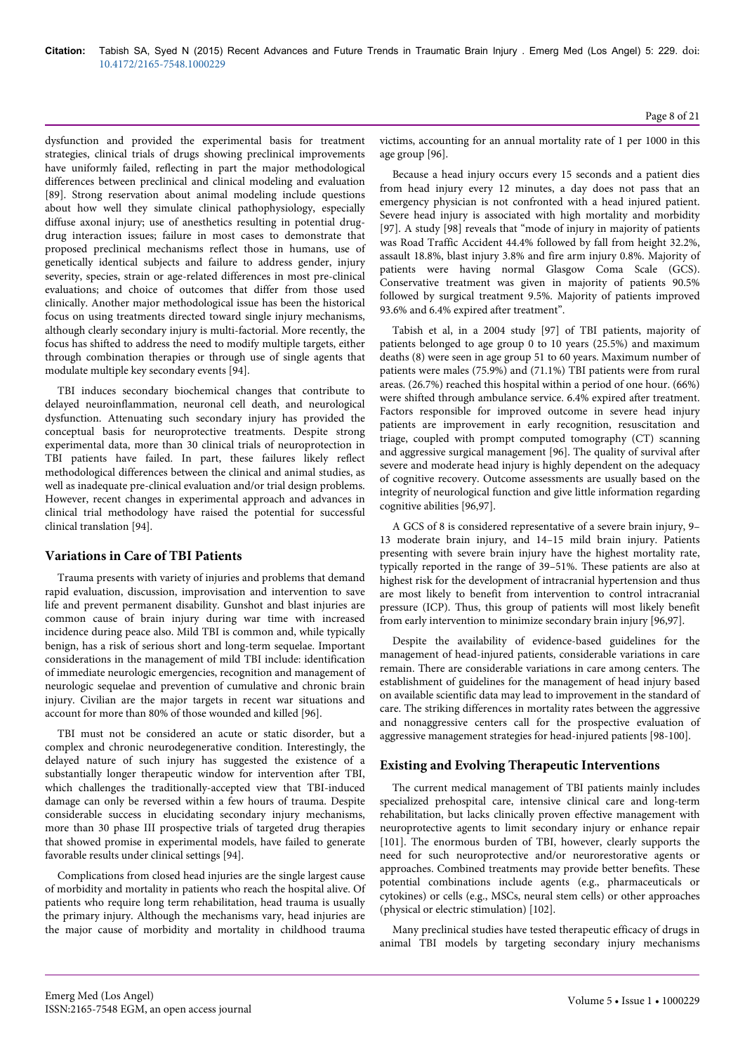dysfunction and provided the experimental basis for treatment strategies, clinical trials of drugs showing preclinical improvements have uniformly failed, reflecting in part the major methodological differences between preclinical and clinical modeling and evaluation [89]. Strong reservation about animal modeling include questions about how well they simulate clinical pathophysiology, especially diffuse axonal injury; use of anesthetics resulting in potential drug-drug interaction issues; failure in most cases to demonstrate that proposed preclinical mechanisms reflect those in humans, use of genetically identical subjects and failure to address gender, injury severity, species, strain or age-related differences in most pre-clinical evaluations; and choice of outcomes that differ from those used clinically. Another major methodological issue has been the historical focus on using treatments directed toward single injury mechanisms, although clearly secondary injury is multi-factorial. More recently, the focus has shifted to address the need to modify multiple targets, either through combination therapies or through use of single agents that modulate multiple key secondary events [94].

TBI induces secondary biochemical changes that contribute to delayed neuroinflammation, neuronal cell death, and neurological dysfunction. Attenuating such secondary injury has provided the conceptual basis for neuroprotective treatments. Despite strong experimental data, more than 30 clinical trials of neuroprotection in TBI patients have failed. In part, these failures likely reflect methodological differences between the clinical and animal studies, as well as inadequate pre-clinical evaluation and/or trial design problems. However, recent changes in experimental approach and advances in clinical trial methodology have raised the potential for successful clinical translation [94].

## Variations in Care of TBI Patients

Trauma presents with variety of injuries and problems that demand rapid evaluation, discussion, improvisation and intervention to save life and prevent permanent disability. Gunshot and blast injuries are common cause of brain injury during war time with increased incidence during peace also. Mild TBI is common and, while typically benign, has a risk of serious short and long-term sequelae. Important considerations in the management of mild TBI include: identification of immediate neurologic emergencies, recognition and management of neurologic sequelae and prevention of cumulative and chronic brain injury. Civilian are the major targets in recent war situations and account for more than 80% of those wounded and killed [96].

TBI must not be considered an acute or static disorder, but a complex and chronic neurodegenerative condition. Interestingly, the delayed nature of such injury has suggested the existence of a substantially longer therapeutic window for intervention after TBI, which challenges the traditionally-accepted view that TBI-induced damage can only be reversed within a few hours of trauma. Despite considerable success in elucidating secondary injury mechanisms, more than 30 phase III prospective trials of targeted drug therapies that showed promise in experimental models, have failed to generate favorable results under clinical settings [94].

Complications from closed head injuries are the single largest cause of morbidity and mortality in patients who reach the hospital alive. Of patients who require long term rehabilitation, head trauma is usually the primary injury. Although the mechanisms vary, head injuries are the major cause of morbidity and mortality in childhood trauma victims, accounting for an annual mortality rate of 1 per 1000 in this age group [96].

Because a head injury occurs every 15 seconds and a patient dies from head injury every 12 minutes, a day does not pass that an emergency physician is not confronted with a head injured patient. Severe head injury is associated with high mortality and morbidity [97]. A study [98] reveals that "mode of injury in majority of patients was Road Traffic Accident 44.4% followed by fall from height 32.2%, assault 18.8%, blast injury 3.8% and fire arm injury 0.8%. Majority of patients were having normal Glasgow Coma Scale (GCS). Conservative treatment was given in majority of patients 90.5% followed by surgical treatment 9.5%. Majority of patients improved 93.6% and 6.4% expired after treatment".

Tabish et al, in a 2004 study [97] of TBI patients, majority of patients belonged to age group 0 to 10 years (25.5%) and maximum deaths (8) were seen in age group 51 to 60 years. Maximum number of patients were males (75.9%) and (71.1%) TBI patients were from rural areas. (26.7%) reached this hospital within a period of one hour. (66%) were shifted through ambulance service. 6.4% expired after treatment. Factors responsible for improved outcome in severe head injury patients are improvement in early recognition, resuscitation and triage, coupled with prompt computed tomography (CT) scanning and aggressive surgical management [96]. The quality of survival after severe and moderate head injury is highly dependent on the adequacy of cognitive recovery. Outcome assessments are usually based on the integrity of neurological function and give little information regarding cognitive abilities [96,97].

A GCS of 8 is considered representative of a severe brain injury, 9–13 moderate brain injury, and 14–15 mild brain injury. Patients presenting with severe brain injury have the highest mortality rate, typically reported in the range of 39–51%. These patients are also at highest risk for the development of intracranial hypertension and thus are most likely to benefit from intervention to control intracranial pressure (ICP). Thus, this group of patients will most likely benefit from early intervention to minimize secondary brain injury [96,97].

Despite the availability of evidence-based guidelines for the management of head-injured patients, considerable variations in care remain. There are considerable variations in care among centers. The establishment of guidelines for the management of head injury based on available scientific data may lead to improvement in the standard of care. The striking differences in mortality rates between the aggressive and nonaggressive centers call for the prospective evaluation of aggressive management strategies for head-injured patients [98-100].

## Existing and Evolving Therapeutic Interventions

The current medical management of TBI patients mainly includes specialized prehospital care, intensive clinical care and long-term rehabilitation, but lacks clinically proven effective management with neuroprotective agents to limit secondary injury or enhance repair [101]. The enormous burden of TBI, however, clearly supports the need for such neuroprotective and/or neurorestorative agents or approaches. Combined treatments may provide better benefits. These potential combinations include agents (e.g., pharmaceuticals or cytokines) or cells (e.g., MSCs, neural stem cells) or other approaches (physical or electric stimulation) [102].

Many preclinical studies have tested therapeutic efficacy of drugs in animal TBI models by targeting secondary injury mechanisms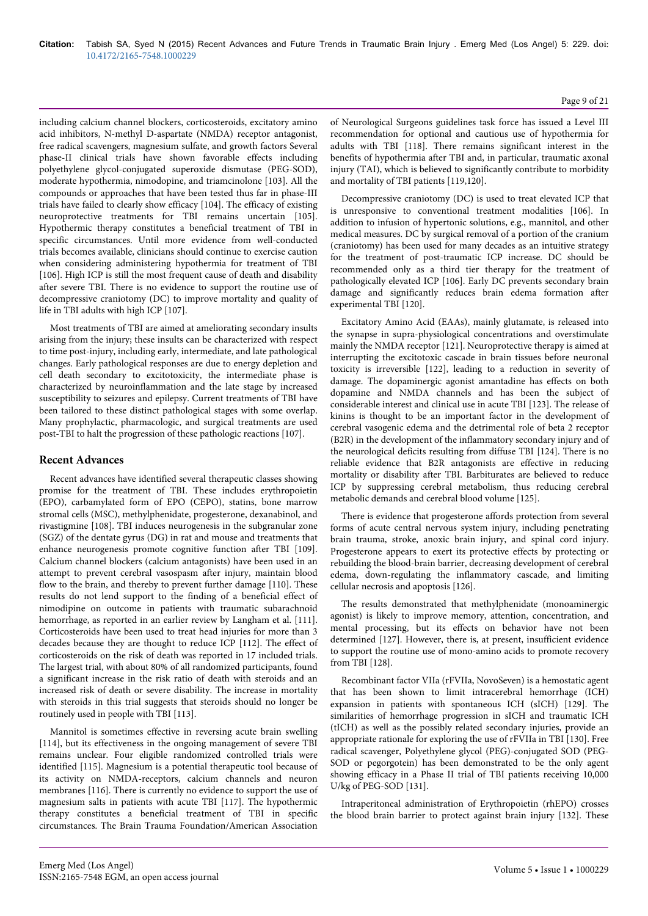including calcium channel blockers, corticosteroids, excitatory amino acid inhibitors, N-methyl D-aspartate (NMDA) receptor antagonist, free radical scavengers, magnesium sulfate, and growth factors Several phase-II clinical trials have shown favorable effects including polyethylene glycol-conjugated superoxide dismutase (PEG-SOD), moderate hypothermia, nimodopine, and triamcinolone [103]. All the compounds or approaches that have been tested thus far in phase-III trials have failed to clearly show efficacy [104]. The efficacy of existing neuroprotective treatments for TBI remains uncertain [105]. Hypothermic therapy constitutes a beneficial treatment of TBI in specific circumstances. Until more evidence from well-conducted trials becomes available, clinicians should continue to exercise caution when considering administering hypothermia for treatment of TBI [106]. High ICP is still the most frequent cause of death and disability after severe TBI. There is no evidence to support the routine use of decompressive craniotomy (DC) to improve mortality and quality of life in TBI adults with high ICP [107].

Most treatments of TBI are aimed at ameliorating secondary insults arising from the injury; these insults can be characterized with respect to time post-injury, including early, intermediate, and late pathological changes. Early pathological responses are due to energy depletion and cell death secondary to excitotoxicity, the intermediate phase is characterized by neuroinflammation and the late stage by increased susceptibility to seizures and epilepsy. Current treatments of TBI have been tailored to these distinct pathological stages with some overlap. Many prophylactic, pharmacologic, and surgical treatments are used post-TBI to halt the progression of these pathologic reactions [107].

## Recent Advances

Recent advances have identified several therapeutic classes showing promise for the treatment of TBI. These includes erythropoietin (EPO), carbamylated form of EPO (CEPO), statins, bone marrow stromal cells (MSC), methylphenidate, progesterone, dexanabinol, and rivastigmine [108]. TBI induces neurogenesis in the subgranular zone (SGZ) of the dentate gyrus (DG) in rat and mouse and treatments that enhance neurogenesis promote cognitive function after TBI [109]. Calcium channel blockers (calcium antagonists) have been used in an attempt to prevent cerebral vasospasm after injury, maintain blood flow to the brain, and thereby to prevent further damage [110]. These results do not lend support to the finding of a beneficial effect of nimodipine on outcome in patients with traumatic subarachnoid hemorrhage, as reported in an earlier review by Langham et al. [111]. Corticosteroids have been used to treat head injuries for more than 3 decades because they are thought to reduce ICP [112]. The effect of corticosteroids on the risk of death was reported in 17 included trials. The largest trial, with about 80% of all randomized participants, found a significant increase in the risk ratio of death with steroids and an increased risk of death or severe disability. The increase in mortality with steroids in this trial suggests that steroids should no longer be routinely used in people with TBI [113].

Mannitol is sometimes effective in reversing acute brain swelling [114], but its effectiveness in the ongoing management of severe TBI remains unclear. Four eligible randomized controlled trials were identified [115]. Magnesium is a potential therapeutic tool because of its activity on NMDA-receptors, calcium channels and neuron membranes [116]. There is currently no evidence to support the use of magnesium salts in patients with acute TBI [117]. The hypothermic therapy constitutes a beneficial treatment of TBI in specific circumstances. The Brain Trauma Foundation/American Association of Neurological Surgeons guidelines task force has issued a Level III recommendation for optional and cautious use of hypothermia for adults with TBI [118]. There remains significant interest in the benefits of hypothermia after TBI and, in particular, traumatic axonal injury (TAI), which is believed to significantly contribute to morbidity and mortality of TBI patients [119,120].

Decompressive craniotomy (DC) is used to treat elevated ICP that is unresponsive to conventional treatment modalities [106]. In addition to infusion of hypertonic solutions, e.g., mannitol, and other medical measures. DC by surgical removal of a portion of the cranium (craniotomy) has been used for many decades as an intuitive strategy for the treatment of post-traumatic ICP increase. DC should be recommended only as a third tier therapy for the treatment of pathologically elevated ICP [106]. Early DC prevents secondary brain damage and significantly reduces brain edema formation after experimental TBI [120].

Excitatory Amino Acid (EAAs), mainly glutamate, is released into the synapse in supra-physiological concentrations and overstimulate mainly the NMDA receptor [121]. Neuroprotective therapy is aimed at interrupting the excitotoxic cascade in brain tissues before neuronal toxicity is irreversible [122], leading to a reduction in severity of damage. The dopaminergic agonist amantadine has effects on both dopamine and NMDA channels and has been the subject of considerable interest and clinical use in acute TBI [123]. The release of kinins is thought to be an important factor in the development of cerebral vasogenic edema and the detrimental role of beta 2 receptor (B2R) in the development of the inflammatory secondary injury and of the neurological deficits resulting from diffuse TBI [124]. There is no reliable evidence that B2R antagonists are effective in reducing mortality or disability after TBI. Barbiturates are believed to reduce ICP by suppressing cerebral metabolism, thus reducing cerebral metabolic demands and cerebral blood volume [125].

There is evidence that progesterone affords protection from several forms of acute central nervous system injury, including penetrating brain trauma, stroke, anoxic brain injury, and spinal cord injury. Progesterone appears to exert its protective effects by protecting or rebuilding the blood-brain barrier, decreasing development of cerebral edema, down-regulating the inflammatory cascade, and limiting cellular necrosis and apoptosis [126].

The results demonstrated that methylphenidate (monoaminergic agonist) is likely to improve memory, attention, concentration, and mental processing, but its effects on behavior have not been determined [127]. However, there is, at present, insufficient evidence to support the routine use of mono-amino acids to promote recovery from TBI [128].

Recombinant factor VIIa (rFVIIa, NovoSeven) is a hemostatic agent that has been shown to limit intracerebral hemorrhage (ICH) expansion in patients with spontaneous ICH (sICH) [129]. The similarities of hemorrhage progression in sICH and traumatic ICH (tICH) as well as the possibly related secondary injuries, provide an appropriate rationale for exploring the use of rFVIIa in TBI [130]. Free radical scavenger, Polyethylene glycol (PEG)-conjugated SOD (PEG-SOD or pegorgotein) has been demonstrated to be the only agent showing efficacy in a Phase II trial of TBI patients receiving 10,000 U/kg of PEG-SOD [131].

Intraperitoneal administration of Erythropoietin (rhEPO) crosses the blood brain barrier to protect against brain injury [132]. These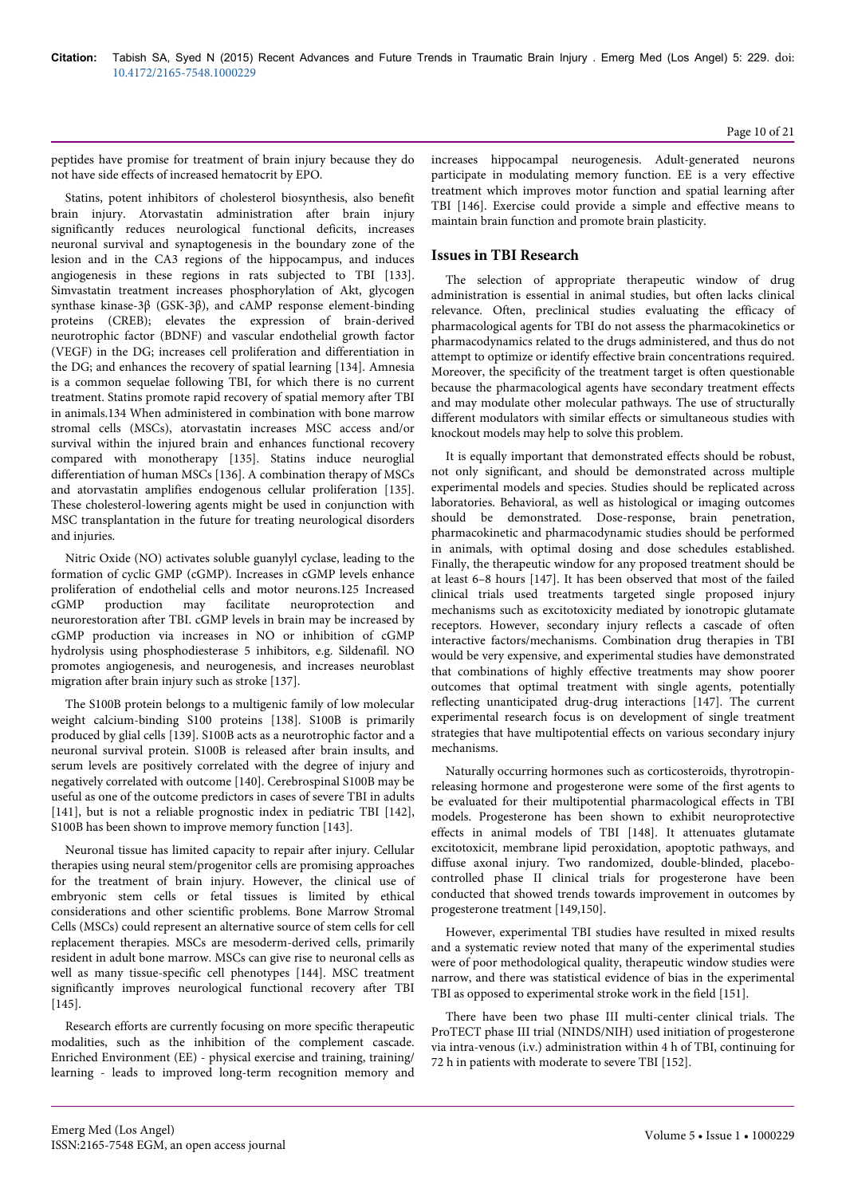peptides have promise for treatment of brain injury because they do not have side effects of increased hematocrit by EPO.

Statins, potent inhibitors of cholesterol biosynthesis, also benefit brain injury. Atorvastatin administration after brain injury significantly reduces neurological functional deficits, increases neuronal survival and synaptogenesis in the boundary zone of the lesion and in the CA3 regions of the hippocampus, and induces angiogenesis in these regions in rats subjected to TBI [133]. Simvastatin treatment increases phosphorylation of Akt, glycogen synthase kinase-3β (GSK-3β), and cAMP response element-binding proteins (CREB); elevates the expression of brain-derived neurotrophic factor (BDNF) and vascular endothelial growth factor (VEGF) in the DG; increases cell proliferation and differentiation in the DG; and enhances the recovery of spatial learning [134]. Amnesia is a common sequelae following TBI, for which there is no current treatment. Statins promote rapid recovery of spatial memory after TBI in animals.134 When administered in combination with bone marrow stromal cells (MSCs), atorvastatin increases MSC access and/or survival within the injured brain and enhances functional recovery compared with monotherapy [135]. Statins induce neuroglial differentiation of human MSCs [136]. A combination therapy of MSCs and atorvastatin amplifies endogenous cellular proliferation [135]. These cholesterol-lowering agents might be used in conjunction with MSC transplantation in the future for treating neurological disorders and injuries.

Nitric Oxide (NO) activates soluble guanylyl cyclase, leading to the formation of cyclic GMP (cGMP). Increases in cGMP levels enhance proliferation of endothelial cells and motor neurons.125 Increased cGMP production may facilitate neuroprotection and neurorestoration after TBI. cGMP levels in brain may be increased by cGMP production via increases in NO or inhibition of cGMP hydrolysis using phosphodiesterase 5 inhibitors, e.g. Sildenafil. NO promotes angiogenesis, and neurogenesis, and increases neuroblast migration after brain injury such as stroke [137].

The S100B protein belongs to a multigenic family of low molecular weight calcium-binding S100 proteins [138]. S100B is primarily produced by glial cells [139]. S100B acts as a neurotrophic factor and a neuronal survival protein. S100B is released after brain insults, and serum levels are positively correlated with the degree of injury and negatively correlated with outcome [140]. Cerebrospinal S100B may be useful as one of the outcome predictors in cases of severe TBI in adults [141], but is not a reliable prognostic index in pediatric TBI [142], S100B has been shown to improve memory function [143].

Neuronal tissue has limited capacity to repair after injury. Cellular therapies using neural stem/progenitor cells are promising approaches for the treatment of brain injury. However, the clinical use of embryonic stem cells or fetal tissues is limited by ethical considerations and other scientific problems. Bone Marrow Stromal Cells (MSCs) could represent an alternative source of stem cells for cell replacement therapies. MSCs are mesoderm-derived cells, primarily resident in adult bone marrow. MSCs can give rise to neuronal cells as well as many tissue-specific cell phenotypes [144]. MSC treatment significantly improves neurological functional recovery after TBI [145].

Research efforts are currently focusing on more specific therapeutic modalities, such as the inhibition of the complement cascade. Enriched Environment (EE) - physical exercise and training, training/ learning - leads to improved long-term recognition memory and increases hippocampal neurogenesis. Adult-generated neurons participate in modulating memory function. EE is a very effective treatment which improves motor function and spatial learning after TBI [146]. Exercise could provide a simple and effective means to maintain brain function and promote brain plasticity.

## Issues in TBI Research

The selection of appropriate therapeutic window of drug administration is essential in animal studies, but often lacks clinical relevance. Often, preclinical studies evaluating the efficacy of pharmacological agents for TBI do not assess the pharmacokinetics or pharmacodynamics related to the drugs administered, and thus do not attempt to optimize or identify effective brain concentrations required. Moreover, the specificity of the treatment target is often questionable because the pharmacological agents have secondary treatment effects and may modulate other molecular pathways. The use of structurally different modulators with similar effects or simultaneous studies with knockout models may help to solve this problem.

It is equally important that demonstrated effects should be robust, not only significant, and should be demonstrated across multiple experimental models and species. Studies should be replicated across laboratories. Behavioral, as well as histological or imaging outcomes should be demonstrated. Dose-response, brain penetration, pharmacokinetic and pharmacodynamic studies should be performed in animals, with optimal dosing and dose schedules established. Finally, the therapeutic window for any proposed treatment should be at least 6–8 hours [147]. It has been observed that most of the failed clinical trials used treatments targeted single proposed injury mechanisms such as excitotoxicity mediated by ionotropic glutamate receptors. However, secondary injury reflects a cascade of often interactive factors/mechanisms. Combination drug therapies in TBI would be very expensive, and experimental studies have demonstrated that combinations of highly effective treatments may show poorer outcomes that optimal treatment with single agents, potentially reflecting unanticipated drug-drug interactions [147]. The current experimental research focus is on development of single treatment strategies that have multipotential effects on various secondary injury mechanisms.

Naturally occurring hormones such as corticosteroids, thyrotropin-releasing hormone and progesterone were some of the first agents to be evaluated for their multipotential pharmacological effects in TBI models. Progesterone has been shown to exhibit neuroprotective effects in animal models of TBI [148]. It attenuates glutamate excitotoxicity, membrane lipid peroxidation, apoptotic pathways, and diffuse axonal injury. Two randomized, double-blinded, placebo-controlled phase II clinical trials for progesterone have been conducted that showed trends towards improvement in outcomes by progesterone treatment [149,150].

However, experimental TBI studies have resulted in mixed results and a systematic review noted that many of the experimental studies were of poor methodological quality, therapeutic window studies were narrow, and there was statistical evidence of bias in the experimental TBI as opposed to experimental stroke work in the field [151].

There have been two phase III multi-center clinical trials. The ProTECT phase III trial (NINDS/NIH) used initiation of progesterone via intra-venous (i.v.) administration within 4 h of TBI, continuing for 72 h in patients with moderate to severe TBI [152].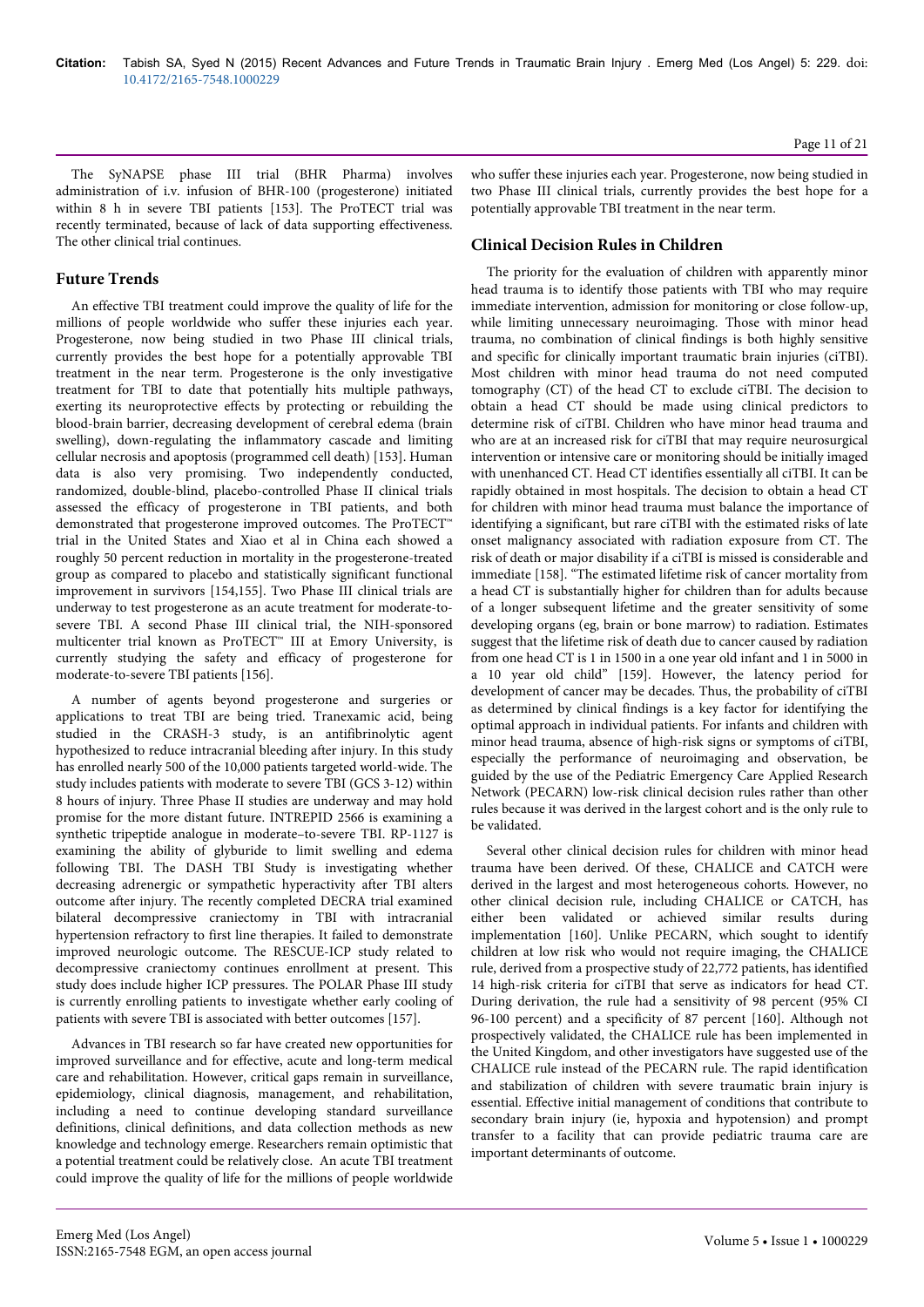The SyNAPSE phase III trial (BHR Pharma) involves administration of i.v. infusion of BHR-100 (progesterone) initiated within 8 h in severe TBI patients [153]. The ProTECT trial was recently terminated, because of lack of data supporting effectiveness. The other clinical trial continues.

## Future Trends

An effective TBI treatment could improve the quality of life for the millions of people worldwide who suffer these injuries each year. Progesterone, now being studied in two Phase III clinical trials, currently provides the best hope for a potentially approvable TBI treatment in the near term. Progesterone is the only investigative treatment for TBI to date that potentially hits multiple pathways, exerting its neuroprotective effects by protecting or rebuilding the blood-brain barrier, decreasing development of cerebral edema (brain swelling), down-regulating the inflammatory cascade and limiting cellular necrosis and apoptosis (programmed cell death) [153]. Human data is also very promising. Two independently conducted, randomized, double-blind, placebo-controlled Phase II clinical trials assessed the efficacy of progesterone in TBI patients, and both demonstrated that progesterone improved outcomes. The ProTECT™ trial in the United States and Xiao et al in China each showed a roughly 50 percent reduction in mortality in the progesterone-treated group as compared to placebo and statistically significant functional improvement in survivors [154,155]. Two Phase III clinical trials are underway to test progesterone as an acute treatment for moderate-to-severe TBI. A second Phase III clinical trial, the NIH-sponsored multicenter trial known as ProTECT™ III at Emory University, is currently studying the safety and efficacy of progesterone for moderate-to-severe TBI patients [156].

A number of agents beyond progesterone and surgeries or applications to treat TBI are being tried. Tranexamic acid, being studied in the CRASH-3 study, is an antifibrinolytic agent hypothesized to reduce intracranial bleeding after injury. In this study has enrolled nearly 500 of the 10,000 patients targeted world-wide. The study includes patients with moderate to severe TBI (GCS 3-12) within 8 hours of injury. Three Phase II studies are underway and may hold promise for the more distant future. INTREPID 2566 is examining a synthetic tripeptide analogue in moderate–to-severe TBI. RP-1127 is examining the ability of glyburide to limit swelling and edema following TBI. The DASH TBI Study is investigating whether decreasing adrenergic or sympathetic hyperactivity after TBI alters outcome after injury. The recently completed DECRA trial examined bilateral decompressive craniectomy in TBI with intracranial hypertension refractory to first line therapies. It failed to demonstrate improved neurologic outcome. The RESCUE-ICP study related to decompressive craniectomy continues enrollment at present. This study does include higher ICP pressures. The POLAR Phase III study is currently enrolling patients to investigate whether early cooling of patients with severe TBI is associated with better outcomes [157].

Advances in TBI research so far have created new opportunities for improved surveillance and for effective, acute and long-term medical care and rehabilitation. However, critical gaps remain in surveillance, epidemiology, clinical diagnosis, management, and rehabilitation, including a need to continue developing standard surveillance definitions, clinical definitions, and data collection methods as new knowledge and technology emerge. Researchers remain optimistic that a potential treatment could be relatively close. An acute TBI treatment could improve the quality of life for the millions of people worldwide who suffer these injuries each year. Progesterone, now being studied in two Phase III clinical trials, currently provides the best hope for a potentially approvable TBI treatment in the near term.

## Clinical Decision Rules in Children

The priority for the evaluation of children with apparently minor head trauma is to identify those patients with TBI who may require immediate intervention, admission for monitoring or close follow-up, while limiting unnecessary neuroimaging. Those with minor head trauma, no combination of clinical findings is both highly sensitive and specific for clinically important traumatic brain injuries (ciTBI). Most children with minor head trauma do not need computed tomography (CT) of the head CT to exclude ciTBI. The decision to obtain a head CT should be made using clinical predictors to determine risk of ciTBI. Children who have minor head trauma and who are at an increased risk for ciTBI that may require neurosurgical intervention or intensive care or monitoring should be initially imaged with unenhanced CT. Head CT identifies essentially all ciTBI. It can be rapidly obtained in most hospitals. The decision to obtain a head CT for children with minor head trauma must balance the importance of identifying a significant, but rare ciTBI with the estimated risks of late onset malignancy associated with radiation exposure from CT. The risk of death or major disability if a ciTBI is missed is considerable and immediate [158]. "The estimated lifetime risk of cancer mortality from a head CT is substantially higher for children than for adults because of a longer subsequent lifetime and the greater sensitivity of some developing organs (eg, brain or bone marrow) to radiation. Estimates suggest that the lifetime risk of death due to cancer caused by radiation from one head CT is 1 in 1500 in a one year old infant and 1 in 5000 in a 10 year old child" [159]. However, the latency period for development of cancer may be decades. Thus, the probability of ciTBI as determined by clinical findings is a key factor for identifying the optimal approach in individual patients. For infants and children with minor head trauma, absence of high-risk signs or symptoms of ciTBI, especially the performance of neuroimaging and observation, be guided by the use of the Pediatric Emergency Care Applied Research Network (PECARN) low-risk clinical decision rules rather than other rules because it was derived in the largest cohort and is the only rule to be validated.

Several other clinical decision rules for children with minor head trauma have been derived. Of these, CHALICE and CATCH were derived in the largest and most heterogeneous cohorts. However, no other clinical decision rule, including CHALICE or CATCH, has either been validated or achieved similar results during implementation [160]. Unlike PECARN, which sought to identify children at low risk who would not require imaging, the CHALICE rule, derived from a prospective study of 22,772 patients, has identified 14 high-risk criteria for ciTBI that serve as indicators for head CT. During derivation, the rule had a sensitivity of 98 percent (95% CI 96-100 percent) and a specificity of 87 percent [160]. Although not prospectively validated, the CHALICE rule has been implemented in the United Kingdom, and other investigators have suggested use of the CHALICE rule instead of the PECARN rule. The rapid identification and stabilization of children with severe traumatic brain injury is essential. Effective initial management of conditions that contribute to secondary brain injury (ie, hypoxia and hypotension) and prompt transfer to a facility that can provide pediatric trauma care are important determinants of outcome.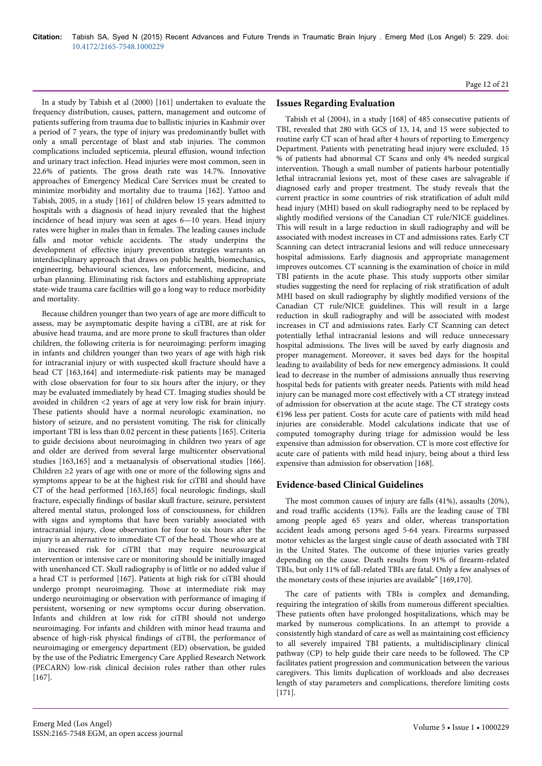In a study by Tabish et al (2000) [161] undertaken to evaluate the frequency distribution, causes, pattern, management and outcome of patients suffering from trauma due to ballistic injuries in Kashmir over a period of 7 years, the type of injury was predominantly bullet with only a small percentage of blast and stab injuries. The common complications included septicemia, pleural effusion, wound infection and urinary tract infection. Head injuries were most common, seen in 22.6% of patients. The gross death rate was 14.7%. Innovative approaches of Emergency Medical Care Services must be created to minimize morbidity and mortality due to trauma [162]. Yattoo and Tabish, 2005, in a study [161] of children below 15 years admitted to hospitals with a diagnosis of head injury revealed that the highest incidence of head injury was seen at ages 6—10 years. Head injury rates were higher in males than in females. The leading causes include falls and motor vehicle accidents. The study underpins the development of effective injury prevention strategies warrants an interdisciplinary approach that draws on public health, biomechanics, engineering, behavioural sciences, law enforcement, medicine, and urban planning. Eliminating risk factors and establishing appropriate state-wide trauma care facilities will go a long way to reduce morbidity and mortality.

Because children younger than two years of age are more difficult to assess, may be asymptomatic despite having a ciTBI, are at risk for abusive head trauma, and are more prone to skull fractures than older children, the following criteria is for neuroimaging: perform imaging in infants and children younger than two years of age with high risk for intracranial injury or with suspected skull fracture should have a head CT [163,164] and intermediate-risk patients may be managed with close observation for four to six hours after the injury, or they may be evaluated immediately by head CT. Imaging studies should be avoided in children <2 years of age at very low risk for brain injury. These patients should have a normal neurologic examination, no history of seizure, and no persistent vomiting. The risk for clinically important TBI is less than 0.02 percent in these patients [165]. Criteria to guide decisions about neuroimaging in children two years of age and older are derived from several large multicenter observational studies [163,165] and a metaanalysis of observational studies [166]. Children ≥2 years of age with one or more of the following signs and symptoms appear to be at the highest risk for ciTBI and should have CT of the head performed [163,165] focal neurologic findings, skull fracture, especially findings of basilar skull fracture, seizure, persistent altered mental status, prolonged loss of consciousness, for children with signs and symptoms that have been variably associated with intracranial injury, close observation for four to six hours after the injury is an alternative to immediate CT of the head. Those who are at an increased risk for ciTBI that may require neurosurgical intervention or intensive care or monitoring should be initially imaged with unenhanced CT. Skull radiography is of little or no added value if a head CT is performed [167]. Patients at high risk for ciTBI should undergo prompt neuroimaging. Those at intermediate risk may undergo neuroimaging or observation with performance of imaging if persistent, worsening or new symptoms occur during observation. Infants and children at low risk for ciTBI should not undergo neuroimaging. For infants and children with minor head trauma and absence of high-risk physical findings of ciTBI, the performance of neuroimaging or emergency department (ED) observation, be guided by the use of the Pediatric Emergency Care Applied Research Network (PECARN) low-risk clinical decision rules rather than other rules [167].

## Issues Regarding Evaluation

Tabish et al (2004), in a study [168] of 485 consecutive patients of TBI, revealed that 280 with GCS of 13, 14, and 15 were subjected to routine early CT scan of head after 4 hours of reporting to Emergency Department. Patients with penetrating head injury were excluded. 15 % of patients had abnormal CT Scans and only 4% needed surgical intervention. Though a small number of patients harbour potentially lethal intracranial lesions yet, most of these cases are salvageable if diagnosed early and proper treatment. The study reveals that the current practice in some countries of risk stratification of adult mild head injury (MHI) based on skull radiography need to be replaced by slightly modified versions of the Canadian CT rule/NICE guidelines. This will result in a large reduction in skull radiography and will be associated with modest increases in CT and admissions rates. Early CT Scanning can detect intracranial lesions and will reduce unnecessary hospital admissions. Early diagnosis and appropriate management improves outcomes. CT scanning is the examination of choice in mild TBI patients in the acute phase. This study supports other similar studies suggesting the need for replacing of risk stratification of adult MHI based on skull radiography by slightly modified versions of the Canadian CT rule/NICE guidelines. This will result in a large reduction in skull radiography and will be associated with modest increases in CT and admissions rates. Early CT Scanning can detect potentially lethal intracranial lesions and will reduce unnecessary hospital admissions. The lives will be saved by early diagnosis and proper management. Moreover, it saves bed days for the hospital leading to availability of beds for new emergency admissions. It could lead to decrease in the number of admissions annually thus reserving hospital beds for patients with greater needs. Patients with mild head injury can be managed more cost effectively with a CT strategy instead of admission for observation at the acute stage. The CT strategy costs €196 less per patient. Costs for acute care of patients with mild head injuries are considerable. Model calculations indicate that use of computed tomography during triage for admission would be less expensive than admission for observation. CT is more cost effective for acute care of patients with mild head injury, being about a third less expensive than admission for observation [168].

## Evidence-based Clinical Guidelines

The most common causes of injury are falls (41%), assaults (20%), and road traffic accidents (13%). Falls are the leading cause of TBI among people aged 65 years and older, whereas transportation accident leads among persons aged 5-64 years. Firearms surpassed motor vehicles as the largest single cause of death associated with TBI in the United States. The outcome of these injuries varies greatly depending on the cause. Death results from 91% of firearm-related TBIs, but only 11% of fall-related TBIs are fatal. Only a few analyses of the monetary costs of these injuries are available" [169,170].

The care of patients with TBIs is complex and demanding, requiring the integration of skills from numerous different specialties. These patients often have prolonged hospitalizations, which may be marked by numerous complications. In an attempt to provide a consistently high standard of care as well as maintaining cost efficiency to all severely impaired TBI patients, a multidisciplinary clinical pathway (CP) to help guide their care needs to be followed. The CP facilitates patient progression and communication between the various caregivers. This limits duplication of workloads and also decreases length of stay parameters and complications, therefore limiting costs [171].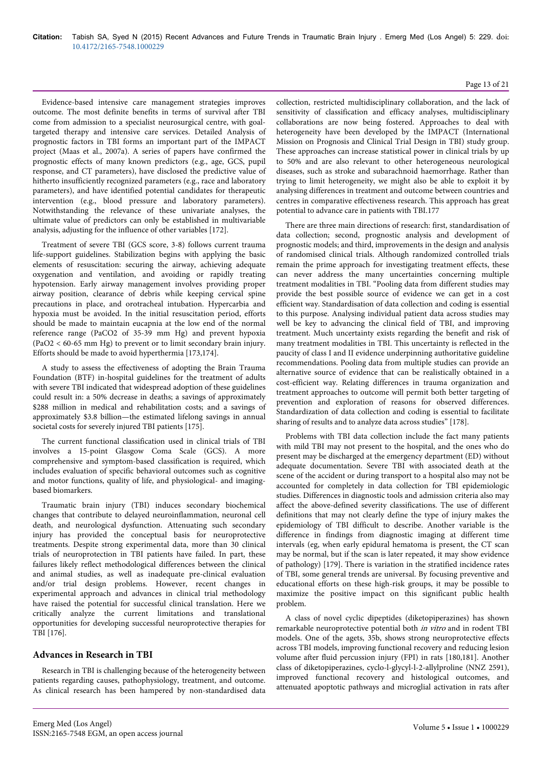Evidence-based intensive care management strategies improves outcome. The most definite benefits in terms of survival after TBI come from admission to a specialist neurosurgical centre, with goal-targeted therapy and intensive care services. Detailed Analysis of prognostic factors in TBI forms an important part of the IMPACT project (Maas et al., 2007a). A series of papers have confirmed the prognostic effects of many known predictors (e.g., age, GCS, pupil response, and CT parameters), have disclosed the predictive value of hitherto insufficiently recognized parameters (e.g., race and laboratory parameters), and have identified potential candidates for therapeutic intervention (e.g., blood pressure and laboratory parameters). Notwithstanding the relevance of these univariate analyses, the ultimate value of predictors can only be established in multivariable analysis, adjusting for the influence of other variables [172].

Treatment of severe TBI (GCS score, 3-8) follows current trauma life-support guidelines. Stabilization begins with applying the basic elements of resuscitation: securing the airway, achieving adequate oxygenation and ventilation, and avoiding or rapidly treating hypotension. Early airway management involves providing proper airway position, clearance of debris while keeping cervical spine precautions in place, and orotracheal intubation. Hypercarbia and hypoxia must be avoided. In the initial resuscitation period, efforts should be made to maintain eucapnia at the low end of the normal range ($PaCO_2$ of 35-39 mm Hg) and prevent hypoxia ($PaO_2 < 60$-65 mm Hg) to prevent or to limit secondary brain injury. Efforts should be made to avoid hyperthermia [173,174].

A study to assess the effectiveness of adopting the Brain Trauma Foundation (BTF) in-hospital guidelines for the treatment of adults with severe TBI indicated that widespread adoption of these guidelines could result in: a 50% decrease in deaths; a savings of approximately \$288 million in medical and rehabilitation costs; and a savings of approximately \$3.8 billion—the estimated lifelong savings in annual societal costs for severely injured TBI patients [175].

The current functional classification used in clinical trials of TBI involves a 15-point Glasgow Coma Scale (GCS). A more comprehensive and symptom-based classification is required, which includes evaluation of specific behavioral outcomes such as cognitive and motor functions, quality of life, and physiological- and imaging-based biomarkers.

Traumatic brain injury (TBI) induces secondary biochemical changes that contribute to delayed neuroinflammation, neuronal cell death, and neurological dysfunction. Attenuating such secondary injury has provided the conceptual basis for neuroprotective treatments. Despite strong experimental data, more than 30 clinical trials of neuroprotection in TBI patients have failed. In part, these failures likely reflect methodological differences between the clinical and animal studies, as well as inadequate pre-clinical evaluation and/or trial design problems. However, recent changes in experimental approach and advances in clinical trial methodology have raised the potential for successful clinical translation. Here we critically analyze the current limitations and translational opportunities for developing successful neuroprotective therapies for TBI [176].

## Advances in Research in TBI

Research in TBI is challenging because of the heterogeneity between patients regarding causes, pathophysiology, treatment, and outcome. As clinical research has been hampered by non-standardised data collection, restricted multidisciplinary collaboration, and the lack of sensitivity of classification and efficacy analyses, multidisciplinary collaborations are now being fostered. Approaches to deal with heterogeneity have been developed by the IMPACT (International Mission on Prognosis and Clinical Trial Design in TBI) study group. These approaches can increase statistical power in clinical trials by up to 50% and are also relevant to other heterogeneous neurological diseases, such as stroke and subarachnoid haemorrhage. Rather than trying to limit heterogeneity, we might also be able to exploit it by analysing differences in treatment and outcome between countries and centres in comparative effectiveness research. This approach has great potential to advance care in patients with TBI.177

There are three main directions of research: first, standardisation of data collection; second, prognostic analysis and development of prognostic models; and third, improvements in the design and analysis of randomised clinical trials. Although randomized controlled trials remain the prime approach for investigating treatment effects, these can never address the many uncertainties concerning multiple treatment modalities in TBI. "Pooling data from different studies may provide the best possible source of evidence we can get in a cost efficient way. Standardisation of data collection and coding is essential to this purpose. Analysing individual patient data across studies may well be key to advancing the clinical field of TBI, and improving treatment. Much uncertainty exists regarding the benefit and risk of many treatment modalities in TBI. This uncertainty is reflected in the paucity of class I and II evidence underpinning authoritative guideline recommendations. Pooling data from multiple studies can provide an alternative source of evidence that can be realistically obtained in a cost-efficient way. Relating differences in trauma organization and treatment approaches to outcome will permit both better targeting of prevention and exploration of reasons for observed differences. Standardization of data collection and coding is essential to facilitate sharing of results and to analyze data across studies" [178].

Problems with TBI data collection include the fact many patients with mild TBI may not present to the hospital, and the ones who do present may be discharged at the emergency department (ED) without adequate documentation. Severe TBI with associated death at the scene of the accident or during transport to a hospital also may not be accounted for completely in data collection for TBI epidemiologic studies. Differences in diagnostic tools and admission criteria also may affect the above-defined severity classifications. The use of different definitions that may not clearly define the type of injury makes the epidemiology of TBI difficult to describe. Another variable is the difference in findings from diagnostic imaging at different time intervals (eg, when early epidural hematoma is present, the CT scan may be normal, but if the scan is later repeated, it may show evidence of pathology) [179]. There is variation in the stratified incidence rates of TBI, some general trends are universal. By focusing preventive and educational efforts on these high-risk groups, it may be possible to maximize the positive impact on this significant public health problem.

A class of novel cyclic dipeptides (diketopiperazines) has shown remarkable neuroprotective potential both *in vitro* and in rodent TBI models. One of the agets, 35b, shows strong neuroprotective effects across TBI models, improving functional recovery and reducing lesion volume after fluid percussion injury (FPI) in rats [180,181]. Another class of diketopiperazines, cyclo-l-glycyl-l-2-allylproline (NNZ 2591), improved functional recovery and histological outcomes, and attenuated apoptotic pathways and microglial activation in rats after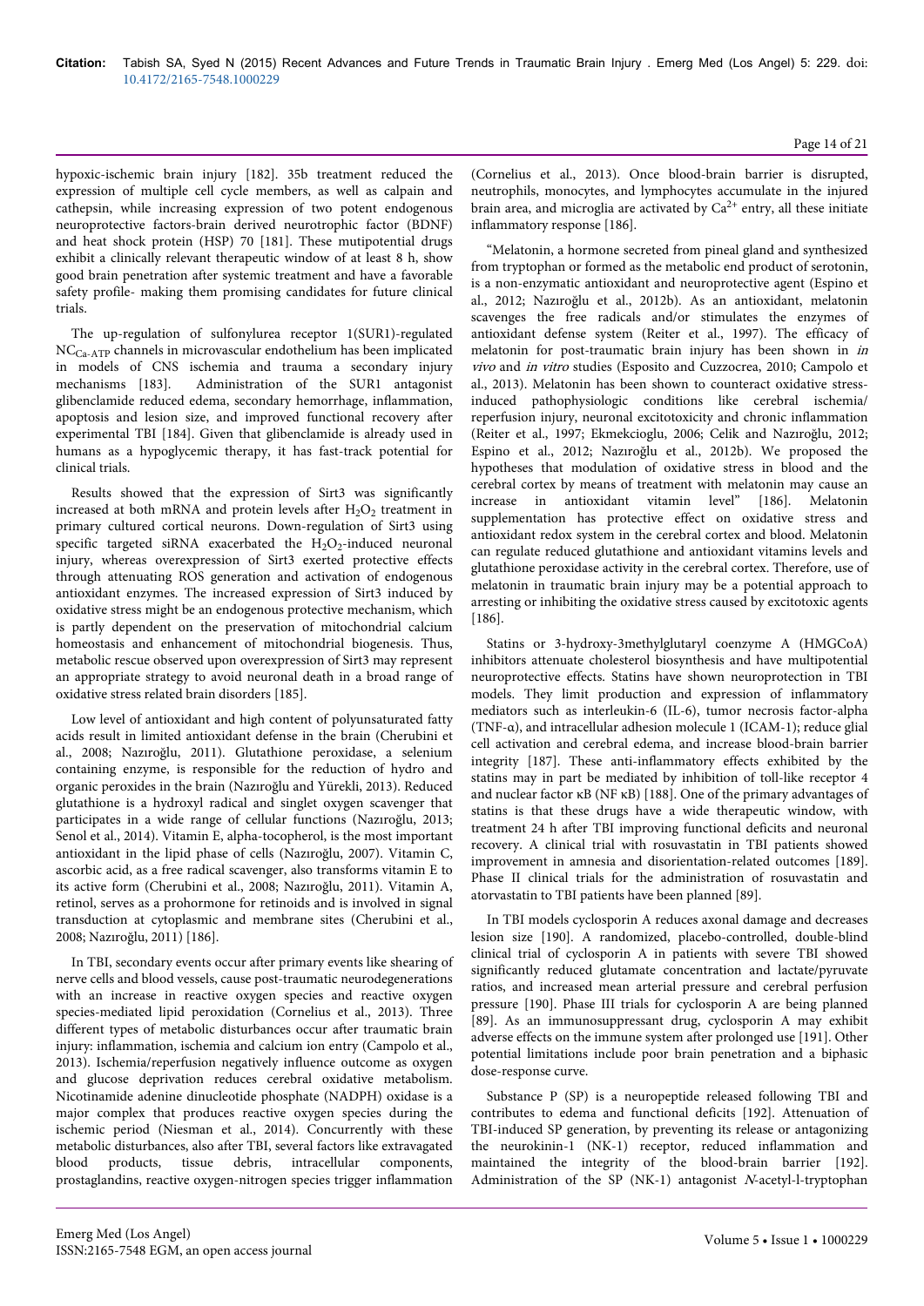hypoxic-ischemic brain injury [182]. 35b treatment reduced the expression of multiple cell cycle members, as well as calpain and cathepsin, while increasing expression of two potent endogenous neuroprotective factors-brain derived neurotrophic factor (BDNF) and heat shock protein (HSP) 70 [181]. These mutipotential drugs exhibit a clinically relevant therapeutic window of at least 8 h, show good brain penetration after systemic treatment and have a favorable safety profile- making them promising candidates for future clinical trials.

The up-regulation of sulfonylurea receptor 1(SUR1)-regulated $NC_{Ca\text{-}ATP}$ channels in microvascular endothelium has been implicated in models of CNS ischemia and trauma a secondary injury mechanisms [183]. Administration of the SUR1 antagonist glibenclamide reduced edema, secondary hemorrhage, inflammation, apoptosis and lesion size, and improved functional recovery after experimental TBI [184]. Given that glibenclamide is already used in humans as a hypoglycemic therapy, it has fast-track potential for clinical trials.

Results showed that the expression of Sirt3 was significantly increased at both mRNA and protein levels after $H_2O_2$ treatment in primary cultured cortical neurons. Down-regulation of Sirt3 using specific targeted siRNA exacerbated the $H_2O_2$-induced neuronal injury, whereas overexpression of Sirt3 exerted protective effects through attenuating ROS generation and activation of endogenous antioxidant enzymes. The increased expression of Sirt3 induced by oxidative stress might be an endogenous protective mechanism, which is partly dependent on the preservation of mitochondrial calcium homeostasis and enhancement of mitochondrial biogenesis. Thus, metabolic rescue observed upon overexpression of Sirt3 may represent an appropriate strategy to avoid neuronal death in a broad range of oxidative stress related brain disorders [185].

Low level of antioxidant and high content of polyunsaturated fatty acids result in limited antioxidant defense in the brain (Cherubini et al., 2008; Nazıroğlu, 2011). Glutathione peroxidase, a selenium containing enzyme, is responsible for the reduction of hydro and organic peroxides in the brain (Nazıroğlu and Yürekli, 2013). Reduced glutathione is a hydroxyl radical and singlet oxygen scavenger that participates in a wide range of cellular functions (Nazıroğlu, 2013; Senol et al., 2014). Vitamin E, alpha-tocopherol, is the most important antioxidant in the lipid phase of cells (Nazıroğlu, 2007). Vitamin C, ascorbic acid, as a free radical scavenger, also transforms vitamin E to its active form (Cherubini et al., 2008; Nazıroğlu, 2011). Vitamin A, retinol, serves as a prohormone for retinoids and is involved in signal transduction at cytoplasmic and membrane sites (Cherubini et al., 2008; Nazıroğlu, 2011) [186].

In TBI, secondary events occur after primary events like shearing of nerve cells and blood vessels, cause post-traumatic neurodegenerations with an increase in reactive oxygen species and reactive oxygen species-mediated lipid peroxidation (Cornelius et al., 2013). Three different types of metabolic disturbances occur after traumatic brain injury: inflammation, ischemia and calcium ion entry (Campolo et al., 2013). Ischemia/reperfusion negatively influence outcome as oxygen and glucose deprivation reduces cerebral oxidative metabolism. Nicotinamide adenine dinucleotide phosphate (NADPH) oxidase is a major complex that produces reactive oxygen species during the ischemic period (Niesman et al., 2014). Concurrently with these metabolic disturbances, also after TBI, several factors like extravagated blood products, tissue debris, intracellular components, prostaglandins, reactive oxygen-nitrogen species trigger inflammation (Cornelius et al., 2013). Once blood-brain barrier is disrupted, neutrophils, monocytes, and lymphocytes accumulate in the injured brain area, and microglia are activated by $Ca^{2+}$ entry, all these initiate inflammatory response [186].

"Melatonin, a hormone secreted from pineal gland and synthesized from tryptophan or formed as the metabolic end product of serotonin, is a non-enzymatic antioxidant and neuroprotective agent (Espino et al., 2012; Nazıroğlu et al., 2012b). As an antioxidant, melatonin scavenges the free radicals and/or stimulates the enzymes of antioxidant defense system (Reiter et al., 1997). The efficacy of melatonin for post-traumatic brain injury has been shown in *in vivo* and *in vitro* studies (Esposito and Cuzzocrea, 2010; Campolo et al., 2013). Melatonin has been shown to counteract oxidative stress-induced pathophysiologic conditions like cerebral ischemia/ reperfusion injury, neuronal excitotoxicity and chronic inflammation (Reiter et al., 1997; Ekmekcioglu, 2006; Celik and Nazıroğlu, 2012; Espino et al., 2012; Nazıroğlu et al., 2012b). We proposed the hypotheses that modulation of oxidative stress in blood and the cerebral cortex by means of treatment with melatonin may cause an increase in antioxidant vitamin level" [186]. Melatonin supplementation has protective effect on oxidative stress and antioxidant redox system in the cerebral cortex and blood. Melatonin can regulate reduced glutathione and antioxidant vitamins levels and glutathione peroxidase activity in the cerebral cortex. Therefore, use of melatonin in traumatic brain injury may be a potential approach to arresting or inhibiting the oxidative stress caused by excitotoxic agents [186].

Statins or 3-hydroxy-3methylglutaryl coenzyme A (HMGCoA) inhibitors attenuate cholesterol biosynthesis and have multipotential neuroprotective effects. Statins have shown neuroprotection in TBI models. They limit production and expression of inflammatory mediators such as interleukin-6 (IL-6), tumor necrosis factor-alpha (TNF-α), and intracellular adhesion molecule 1 (ICAM-1); reduce glial cell activation and cerebral edema, and increase blood-brain barrier integrity [187]. These anti-inflammatory effects exhibited by the statins may in part be mediated by inhibition of toll-like receptor 4 and nuclear factor κB (NF κB) [188]. One of the primary advantages of statins is that these drugs have a wide therapeutic window, with treatment 24 h after TBI improving functional deficits and neuronal recovery. A clinical trial with rosuvastatin in TBI patients showed improvement in amnesia and disorientation-related outcomes [189]. Phase II clinical trials for the administration of rosuvastatin and atorvastatin to TBI patients have been planned [89].

In TBI models cyclosporin A reduces axonal damage and decreases lesion size [190]. A randomized, placebo-controlled, double-blind clinical trial of cyclosporin A in patients with severe TBI showed significantly reduced glutamate concentration and lactate/pyruvate ratios, and increased mean arterial pressure and cerebral perfusion pressure [190]. Phase III trials for cyclosporin A are being planned [89]. As an immunosuppressant drug, cyclosporin A may exhibit adverse effects on the immune system after prolonged use [191]. Other potential limitations include poor brain penetration and a biphasic dose-response curve.

Substance P (SP) is a neuropeptide released following TBI and contributes to edema and functional deficits [192]. Attenuation of TBI-induced SP generation, by preventing its release or antagonizing the neurokinin-1 (NK-1) receptor, reduced inflammation and maintained the integrity of the blood-brain barrier [192]. Administration of the SP (NK-1) antagonist *N*-acetyl-l-tryptophan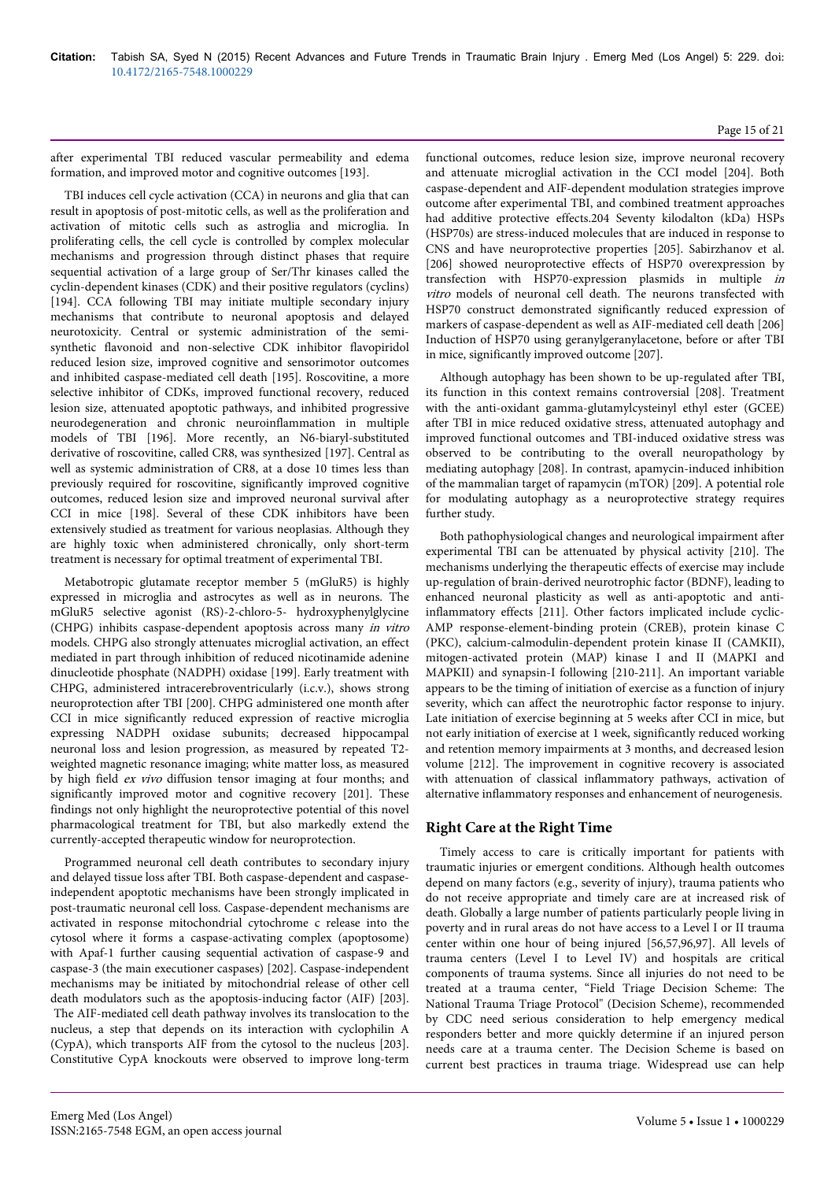after experimental TBI reduced vascular permeability and edema formation, and improved motor and cognitive outcomes [193].

TBI induces cell cycle activation (CCA) in neurons and glia that can result in apoptosis of post-mitotic cells, as well as the proliferation and activation of mitotic cells such as astroglia and microglia. In proliferating cells, the cell cycle is controlled by complex molecular mechanisms and progression through distinct phases that require sequential activation of a large group of Ser/Thr kinases called the cyclin-dependent kinases (CDK) and their positive regulators (cyclins) [194]. CCA following TBI may initiate multiple secondary injury mechanisms that contribute to neuronal apoptosis and delayed neurotoxicity. Central or systemic administration of the semi-synthetic flavonoid and non-selective CDK inhibitor flavopiridol reduced lesion size, improved cognitive and sensorimotor outcomes and inhibited caspase-mediated cell death [195]. Roscovitine, a more selective inhibitor of CDKs, improved functional recovery, reduced lesion size, attenuated apoptotic pathways, and inhibited progressive neurodegeneration and chronic neuroinflammation in multiple models of TBI [196]. More recently, an N6-biaryl-substituted derivative of roscovitine, called CR8, was synthesized [197]. Central as well as systemic administration of CR8, at a dose 10 times less than previously required for roscovitine, significantly improved cognitive outcomes, reduced lesion size and improved neuronal survival after CCI in mice [198]. Several of these CDK inhibitors have been extensively studied as treatment for various neoplasias. Although they are highly toxic when administered chronically, only short-term treatment is necessary for optimal treatment of experimental TBI.

Metabotropic glutamate receptor member 5 (mGluR5) is highly expressed in microglia and astrocytes as well as in neurons. The mGluR5 selective agonist (RS)-2-chloro-5- hydroxyphenylglycine (CHPG) inhibits caspase-dependent apoptosis across many *in vitro* models. CHPG also strongly attenuates microglial activation, an effect mediated in part through inhibition of reduced nicotinamide adenine dinucleotide phosphate (NADPH) oxidase [199]. Early treatment with CHPG, administered intracerebroventricularly (i.c.v.), shows strong neuroprotection after TBI [200]. CHPG administered one month after CCI in mice significantly reduced expression of reactive microglia expressing NADPH oxidase subunits; decreased hippocampal neuronal loss and lesion progression, as measured by repeated T2-weighted magnetic resonance imaging; white matter loss, as measured by high field *ex vivo* diffusion tensor imaging at four months; and significantly improved motor and cognitive recovery [201]. These findings not only highlight the neuroprotective potential of this novel pharmacological treatment for TBI, but also markedly extend the currently-accepted therapeutic window for neuroprotection.

Programmed neuronal cell death contributes to secondary injury and delayed tissue loss after TBI. Both caspase-dependent and caspase-independent apoptotic mechanisms have been strongly implicated in post-traumatic neuronal cell loss. Caspase-dependent mechanisms are activated in response mitochondrial cytochrome c release into the cytosol where it forms a caspase-activating complex (apoptosome) with Apaf-1 further causing sequential activation of caspase-9 and caspase-3 (the main executioner caspases) [202]. Caspase-independent mechanisms may be initiated by mitochondrial release of other cell death modulators such as the apoptosis-inducing factor (AIF) [203]. The AIF-mediated cell death pathway involves its translocation to the nucleus, a step that depends on its interaction with cyclophilin A (CypA), which transports AIF from the cytosol to the nucleus [203]. Constitutive CypA knockouts were observed to improve long-term functional outcomes, reduce lesion size, improve neuronal recovery and attenuate microglial activation in the CCI model [204]. Both caspase-dependent and AIF-dependent modulation strategies improve outcome after experimental TBI, and combined treatment approaches had additive protective effects.204 Seventy kilodalton (kDa) HSPs (HSP70s) are stress-induced molecules that are induced in response to CNS and have neuroprotective properties [205]. Sabirzhanov et al. [206] showed neuroprotective effects of HSP70 overexpression by transfection with HSP70-expression plasmids in multiple *in vitro* models of neuronal cell death. The neurons transfected with HSP70 construct demonstrated significantly reduced expression of markers of caspase-dependent as well as AIF-mediated cell death [206] Induction of HSP70 using geranylgeranylacetone, before or after TBI in mice, significantly improved outcome [207].

Although autophagy has been shown to be up-regulated after TBI, its function in this context remains controversial [208]. Treatment with the anti-oxidant gamma-glutamylcysteinyl ethyl ester (GCEE) after TBI in mice reduced oxidative stress, attenuated autophagy and improved functional outcomes and TBI-induced oxidative stress was observed to be contributing to the overall neuropathology by mediating autophagy [208]. In contrast, apamycin-induced inhibition of the mammalian target of rapamycin (mTOR) [209]. A potential role for modulating autophagy as a neuroprotective strategy requires further study.

Both pathophysiological changes and neurological impairment after experimental TBI can be attenuated by physical activity [210]. The mechanisms underlying the therapeutic effects of exercise may include up-regulation of brain-derived neurotrophic factor (BDNF), leading to enhanced neuronal plasticity as well as anti-apoptotic and anti-inflammatory effects [211]. Other factors implicated include cyclic-AMP response-element-binding protein (CREB), protein kinase C (PKC), calcium-calmodulin-dependent protein kinase II (CAMKII), mitogen-activated protein (MAP) kinase I and II (MAPKI and MAPKII) and synapsin-I following [210-211]. An important variable appears to be the timing of initiation of exercise as a function of injury severity, which can affect the neurotrophic factor response to injury. Late initiation of exercise beginning at 5 weeks after CCI in mice, but not early initiation of exercise at 1 week, significantly reduced working and retention memory impairments at 3 months, and decreased lesion volume [212]. The improvement in cognitive recovery is associated with attenuation of classical inflammatory pathways, activation of alternative inflammatory responses and enhancement of neurogenesis.

## Right Care at the Right Time

Timely access to care is critically important for patients with traumatic injuries or emergent conditions. Although health outcomes depend on many factors (e.g., severity of injury), trauma patients who do not receive appropriate and timely care are at increased risk of death. Globally a large number of patients particularly people living in poverty and in rural areas do not have access to a Level I or II trauma center within one hour of being injured [56,57,96,97]. All levels of trauma centers (Level I to Level IV) and hospitals are critical components of trauma systems. Since all injuries do not need to be treated at a trauma center, "Field Triage Decision Scheme: The National Trauma Triage Protocol" (Decision Scheme), recommended by CDC need serious consideration to help emergency medical responders better and more quickly determine if an injured person needs care at a trauma center. The Decision Scheme is based on current best practices in trauma triage. Widespread use can help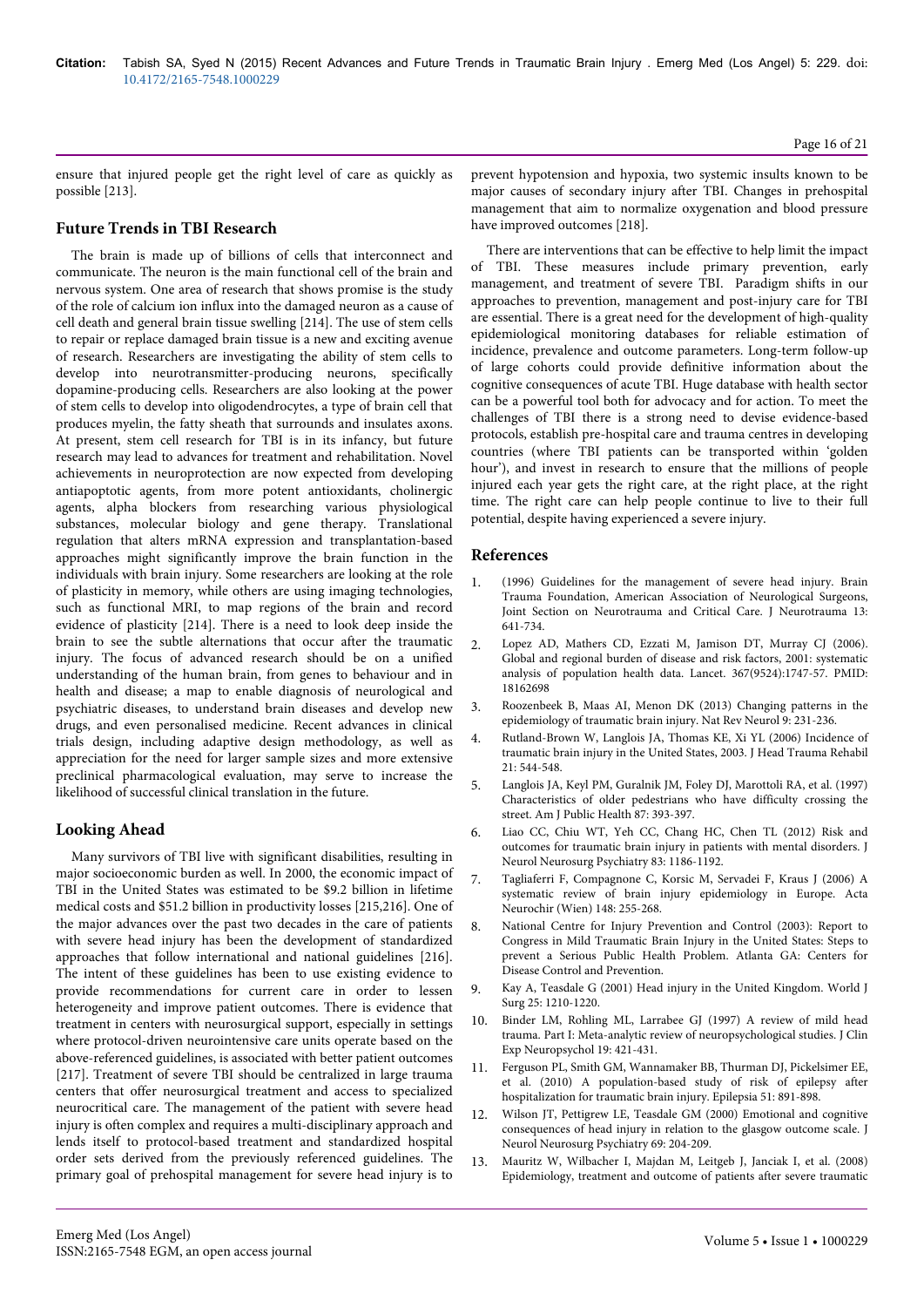ensure that injured people get the right level of care as quickly as possible [213].

## Future Trends in TBI Research

The brain is made up of billions of cells that interconnect and communicate. The neuron is the main functional cell of the brain and nervous system. One area of research that shows promise is the study of the role of calcium ion influx into the damaged neuron as a cause of cell death and general brain tissue swelling [214]. The use of stem cells to repair or replace damaged brain tissue is a new and exciting avenue of research. Researchers are investigating the ability of stem cells to develop into neurotransmitter-producing neurons, specifically dopamine-producing cells. Researchers are also looking at the power of stem cells to develop into oligodendrocytes, a type of brain cell that produces myelin, the fatty sheath that surrounds and insulates axons. At present, stem cell research for TBI is in its infancy, but future research may lead to advances for treatment and rehabilitation. Novel achievements in neuroprotection are now expected from developing antiapoptotic agents, from more potent antioxidants, cholinergic agents, alpha blockers from researching various physiological substances, molecular biology and gene therapy. Translational regulation that alters mRNA expression and transplantation-based approaches might significantly improve the brain function in the individuals with brain injury. Some researchers are looking at the role of plasticity in memory, while others are using imaging technologies, such as functional MRI, to map regions of the brain and record evidence of plasticity [214]. There is a need to look deep inside the brain to see the subtle alternations that occur after the traumatic injury. The focus of advanced research should be on a unified understanding of the human brain, from genes to behaviour and in health and disease; a map to enable diagnosis of neurological and psychiatric diseases, to understand brain diseases and develop new drugs, and even personalised medicine. Recent advances in clinical trials design, including adaptive design methodology, as well as appreciation for the need for larger sample sizes and more extensive preclinical pharmacological evaluation, may serve to increase the likelihood of successful clinical translation in the future.

## Looking Ahead

Many survivors of TBI live with significant disabilities, resulting in major socioeconomic burden as well. In 2000, the economic impact of TBI in the United States was estimated to be $9.2 billion in lifetime medical costs and $51.2 billion in productivity losses [215,216]. One of the major advances over the past two decades in the care of patients with severe head injury has been the development of standardized approaches that follow international and national guidelines [216]. The intent of these guidelines has been to use existing evidence to provide recommendations for current care in order to lessen heterogeneity and improve patient outcomes. There is evidence that treatment in centers with neurosurgical support, especially in settings where protocol-driven neurointensive care units operate based on the above-referenced guidelines, is associated with better patient outcomes [217]. Treatment of severe TBI should be centralized in large trauma centers that offer neurosurgical treatment and access to specialized neurocritical care. The management of the patient with severe head injury is often complex and requires a multi-disciplinary approach and lends itself to protocol-based treatment and standardized hospital order sets derived from the previously referenced guidelines. The primary goal of prehospital management for severe head injury is to prevent hypotension and hypoxia, two systemic insults known to be major causes of secondary injury after TBI. Changes in prehospital management that aim to normalize oxygenation and blood pressure have improved outcomes [218].

There are interventions that can be effective to help limit the impact of TBI. These measures include primary prevention, early management, and treatment of severe TBI. Paradigm shifts in our approaches to prevention, management and post-injury care for TBI are essential. There is a great need for the development of high-quality epidemiological monitoring databases for reliable estimation of incidence, prevalence and outcome parameters. Long-term follow-up of large cohorts could provide definitive information about the cognitive consequences of acute TBI. Huge database with health sector can be a powerful tool both for advocacy and for action. To meet the challenges of TBI there is a strong need to devise evidence-based protocols, establish pre-hospital care and trauma centres in developing countries (where TBI patients can be transported within 'golden hour'), and invest in research to ensure that the millions of people injured each year gets the right care, at the right place, at the right time. The right care can help people continue to live to their full potential, despite having experienced a severe injury.

## References

1. (1996) Guidelines for the management of severe head injury. Brain Trauma Foundation, American Association of Neurological Surgeons, Joint Section on Neurotrauma and Critical Care. J Neurotrauma 13: 641-734.
2. Lopez AD, Mathers CD, Ezzati M, Jamison DT, Murray CJ (2006). Global and regional burden of disease and risk factors, 2001: systematic analysis of population health data. Lancet. 367(9524):1747-57. PMID: 18162698
3. Roozenbeek B, Maas AI, Menon DK (2013) Changing patterns in the epidemiology of traumatic brain injury. Nat Rev Neurol 9: 231-236.
4. Rutland-Brown W, Langlois JA, Thomas KE, Xi YL (2006) Incidence of traumatic brain injury in the United States, 2003. J Head Trauma Rehabil 21: 544-548.
5. Langlois JA, Keyl PM, Guralnik JM, Foley DJ, Marottoli RA, et al. (1997) Characteristics of older pedestrians who have difficulty crossing the street. Am J Public Health 87: 393-397.
6. Liao CC, Chiu WT, Yeh CC, Chang HC, Chen TL (2012) Risk and outcomes for traumatic brain injury in patients with mental disorders. J Neurol Neurosurg Psychiatry 83: 1186-1192.
7. Tagliaferri F, Compagnone C, Korsic M, Servadei F, Kraus J (2006) A systematic review of brain injury epidemiology in Europe. Acta Neurochir (Wien) 148: 255-268.
8. National Centre for Injury Prevention and Control (2003): Report to Congress in Mild Traumatic Brain Injury in the United States: Steps to prevent a Serious Public Health Problem. Atlanta GA: Centers for Disease Control and Prevention.
9. Kay A, Teasdale G (2001) Head injury in the United Kingdom. World J Surg 25: 1210-1220.
10. Binder LM, Rohling ML, Larrabee GJ (1997) A review of mild head trauma. Part I: Meta-analytic review of neuropsychological studies. J Clin Exp Neuropsychol 19: 421-431.
11. Ferguson PL, Smith GM, Wannamaker BB, Thurman DJ, Pickelsimer EE, et al. (2010) A population-based study of risk of epilepsy after hospitalization for traumatic brain injury. Epilepsia 51: 891-898.
12. Wilson JT, Pettigrew LE, Teasdale GM (2000) Emotional and cognitive consequences of head injury in relation to the glasgow outcome scale. J Neurol Neurosurg Psychiatry 69: 204-209.
13. Mauritz W, Wilbacher I, Majdan M, Leitgeb J, Janciak I, et al. (2008) Epidemiology, treatment and outcome of patients after severe traumatic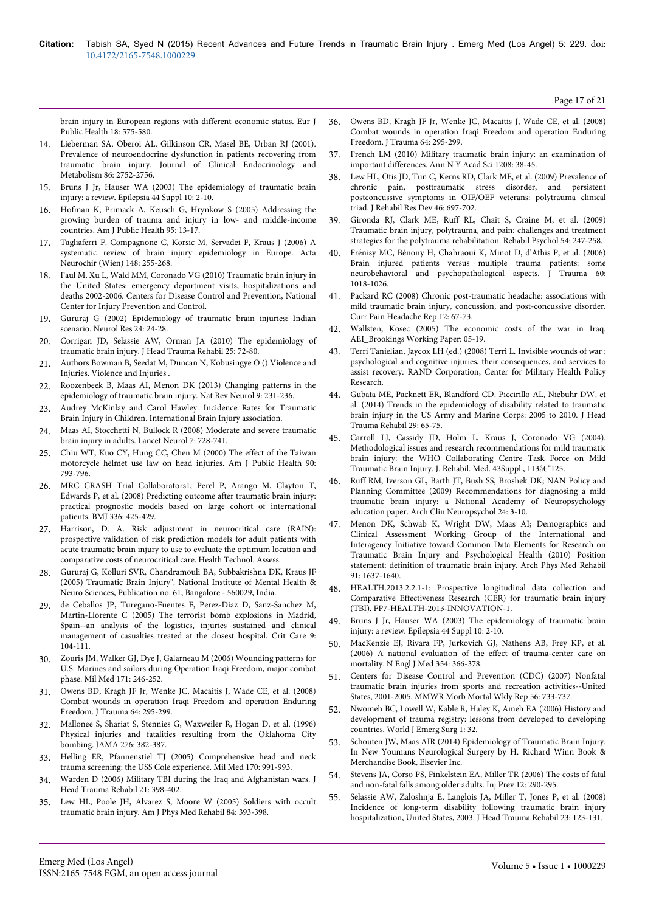brain injury in European regions with different economic status. Eur J Public Health 18: 575-580.

14. Lieberman SA, Oberoi AL, Gilkinson CR, Masel BE, Urban RJ (2001). Prevalence of neuroendocrine dysfunction in patients recovering from traumatic brain injury. Journal of Clinical Endocrinology and Metabolism 86: 2752-2756.
15. Bruns J Jr, Hauser WA (2003) The epidemiology of traumatic brain injury: a review. Epilepsia 44 Suppl 10: 2-10.
16. Hofman K, Primack A, Keusch G, Hrynkow S (2005) Addressing the growing burden of trauma and injury in low- and middle-income countries. Am J Public Health 95: 13-17.
17. Tagliaferri F, Compagnone C, Korsic M, Servadei F, Kraus J (2006) A systematic review of brain injury epidemiology in Europe. Acta Neurochir (Wien) 148: 255-268.
18. Faul M, Xu L, Wald MM, Coronado VG (2010) Traumatic brain injury in the United States: emergency department visits, hospitalizations and deaths 2002-2006. Centers for Disease Control and Prevention, National Center for Injury Prevention and Control.
19. Gururaj G (2002) Epidemiology of traumatic brain injuries: Indian scenario. Neurol Res 24: 24-28.
20. Corrigan JD, Selassie AW, Orman JA (2010) The epidemiology of traumatic brain injury. J Head Trauma Rehabil 25: 72-80.
21. Authors Bowman B, Seedat M, Duncan N, Kobusingye O () Violence and Injuries. Violence and Injuries .
22. Roozenbeek B, Maas AI, Menon DK (2013) Changing patterns in the epidemiology of traumatic brain injury. Nat Rev Neurol 9: 231-236.
23. Audrey McKinlay and Carol Hawley. Incidence Rates for Traumatic Brain Injury in Children. International Brain Injury association.
24. Maas AI, Stocchetti N, Bullock R (2008) Moderate and severe traumatic brain injury in adults. Lancet Neurol 7: 728-741.
25. Chiu WT, Kuo CY, Hung CC, Chen M (2000) The effect of the Taiwan motorcycle helmet use law on head injuries. Am J Public Health 90: 793-796.
26. MRC CRASH Trial Collaborators1, Perel P, Arango M, Clayton T, Edwards P, et al. (2008) Predicting outcome after traumatic brain injury: practical prognostic models based on large cohort of international patients. BMJ 336: 425-429.
27. Harrison, D. A. Risk adjustment in neurocritical care (RAIN): prospective validation of risk prediction models for adult patients with acute traumatic brain injury to use to evaluate the optimum location and comparative costs of neurocritical care. Health Technol. Assess.
28. Gururaj G, Kolluri SVR, Chandramouli BA, Subbakrishna DK, Kraus JF (2005) Traumatic Brain Injury", National Institute of Mental Health & Neuro Sciences, Publication no. 61, Bangalore - 560029, India.
29. de Ceballos JP, Turegano-Fuentes F, Perez-Diaz D, Sanz-Sanchez M, Martin-Llorente C (2005) The terrorist bomb explosions in Madrid, Spain--an analysis of the logistics, injuries sustained and clinical management of casualties treated at the closest hospital. Crit Care 9: 104-111.
30. Zouris JM, Walker GJ, Dye J, Galarneau M (2006) Wounding patterns for U.S. Marines and sailors during Operation Iraqi Freedom, major combat phase. Mil Med 171: 246-252.
31. Owens BD, Kragh JF Jr, Wenke JC, Macaitis J, Wade CE, et al. (2008) Combat wounds in operation Iraqi Freedom and operation Enduring Freedom. J Trauma 64: 295-299.
32. Mallonee S, Shariat S, Stennies G, Waxweiler R, Hogan D, et al. (1996) Physical injuries and fatalities resulting from the Oklahoma City bombing. JAMA 276: 382-387.
33. Helling ER, Pfannenstiel TJ (2005) Comprehensive head and neck trauma screening: the USS Cole experience. Mil Med 170: 991-993.
34. Warden D (2006) Military TBI during the Iraq and Afghanistan wars. J Head Trauma Rehabil 21: 398-402.
35. Lew HL, Poole JH, Alvarez S, Moore W (2005) Soldiers with occult traumatic brain injury. Am J Phys Med Rehabil 84: 393-398.
36. Owens BD, Kragh JF Jr, Wenke JC, Macaitis J, Wade CE, et al. (2008) Combat wounds in operation Iraqi Freedom and operation Enduring Freedom. J Trauma 64: 295-299.
37. French LM (2010) Military traumatic brain injury: an examination of important differences. Ann N Y Acad Sci 1208: 38-45.
38. Lew HL, Otis JD, Tun C, Kerns RD, Clark ME, et al. (2009) Prevalence of chronic pain, posttraumatic stress disorder, and persistent postconcussive symptoms in OIF/OEF veterans: polytrauma clinical triad. J Rehabil Res Dev 46: 697-702.
39. Gironda RJ, Clark ME, Ruff RL, Chait S, Craine M, et al. (2009) Traumatic brain injury, polytrauma, and pain: challenges and treatment strategies for the polytrauma rehabilitation. Rehabil Psychol 54: 247-258.
40. Frénisy MC, Bénony H, Chahraoui K, Minot D, d'Athis P, et al. (2006) Brain injured patients versus multiple trauma patients: some neurobehavioral and psychopathological aspects. J Trauma 60: 1018-1026.
41. Packard RC (2008) Chronic post-traumatic headache: associations with mild traumatic brain injury, concussion, and post-concussive disorder. Curr Pain Headache Rep 12: 67-73.
42. Wallsten, Kosec (2005) The economic costs of the war in Iraq. AEI_Brookings Working Paper: 05-19.
43. Terri Tanielian, Jaycox LH (ed.) (2008) Terri L. Invisible wounds of war : psychological and cognitive injuries, their consequences, and services to assist recovery. RAND Corporation, Center for Military Health Policy Research.
44. Gubata ME, Packnett ER, Blandford CD, Piccirillo AL, Niebuhr DW, et al. (2014) Trends in the epidemiology of disability related to traumatic brain injury in the US Army and Marine Corps: 2005 to 2010. J Head Trauma Rehabil 29: 65-75.
45. Carroll LJ, Cassidy JD, Holm L, Kraus J, Coronado VG (2004). Methodological issues and research recommendations for mild traumatic brain injury: the WHO Collaborating Centre Task Force on Mild Traumatic Brain Injury. J. Rehabil. Med. 43Suppl., 113â€"125.
46. Ruff RM, Iverson GL, Barth JT, Bush SS, Broshek DK; NAN Policy and Planning Committee (2009) Recommendations for diagnosing a mild traumatic brain injury: a National Academy of Neuropsychology education paper. Arch Clin Neuropsychol 24: 3-10.
47. Menon DK, Schwab K, Wright DW, Maas AI; Demographics and Clinical Assessment Working Group of the International and Interagency Initiative toward Common Data Elements for Research on Traumatic Brain Injury and Psychological Health (2010) Position statement: definition of traumatic brain injury. Arch Phys Med Rehabil 91: 1637-1640.
48. HEALTH.2013.2.2.1-1: Prospective longitudinal data collection and Comparative Effectiveness Research (CER) for traumatic brain injury (TBI). FP7-HEALTH-2013-INNOVATION-1.
49. Bruns J Jr, Hauser WA (2003) The epidemiology of traumatic brain injury: a review. Epilepsia 44 Suppl 10: 2-10.
50. MacKenzie EJ, Rivara FP, Jurkovich GJ, Nathens AB, Frey KP, et al. (2006) A national evaluation of the effect of trauma-center care on mortality. N Engl J Med 354: 366-378.
51. Centers for Disease Control and Prevention (CDC) (2007) Nonfatal traumatic brain injuries from sports and recreation activities--United States, 2001-2005. MMWR Morb Mortal Wkly Rep 56: 733-737.
52. Nwomeh BC, Lowell W, Kable R, Haley K, Ameh EA (2006) History and development of trauma registry: lessons from developed to developing countries. World J Emerg Surg 1: 32.
53. Schouten JW, Maas AIR (2014) Epidemiology of Traumatic Brain Injury. In New Youmans Neurological Surgery by H. Richard Winn Book & Merchandise Book, Elsevier Inc.
54. Stevens JA, Corso PS, Finkelstein EA, Miller TR (2006) The costs of fatal and non-fatal falls among older adults. Inj Prev 12: 290-295.
55. Selassie AW, Zaloshnja E, Langlois JA, Miller T, Jones P, et al. (2008) Incidence of long-term disability following traumatic brain injury hospitalization, United States, 2003. J Head Trauma Rehabil 23: 123-131.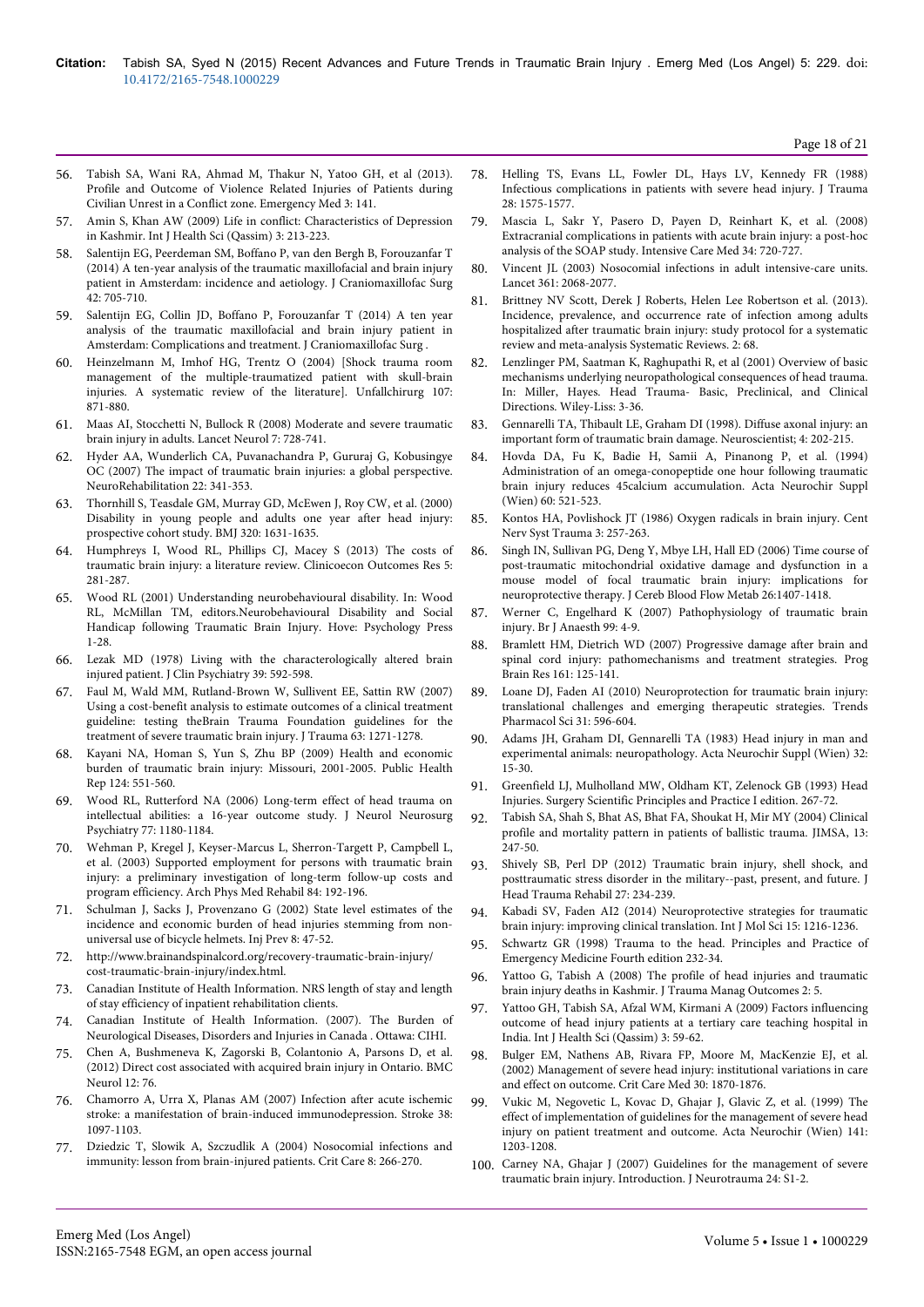56. Tabish SA, Wani RA, Ahmad M, Thakur N, Yatoo GH, et al (2013). Profile and Outcome of Violence Related Injuries of Patients during Civilian Unrest in a Conflict zone. Emergency Med 3: 141.
57. Amin S, Khan AW (2009) Life in conflict: Characteristics of Depression in Kashmir. Int J Health Sci (Qassim) 3: 213-223.
58. Salentijn EG, Peerdeman SM, Boffano P, van den Bergh B, Forouzanfar T (2014) A ten-year analysis of the traumatic maxillofacial and brain injury patient in Amsterdam: incidence and aetiology. J Craniomaxillofac Surg 42: 705-710.
59. Salentijn EG, Collin JD, Boffano P, Forouzanfar T (2014) A ten year analysis of the traumatic maxillofacial and brain injury patient in Amsterdam: Complications and treatment. J Craniomaxillofac Surg .
60. Heinzelmann M, Imhof HG, Trentz O (2004) [Shock trauma room management of the multiple-traumatized patient with skull-brain injuries. A systematic review of the literature]. Unfallchirurg 107: 871-880.
61. Maas AI, Stocchetti N, Bullock R (2008) Moderate and severe traumatic brain injury in adults. Lancet Neurol 7: 728-741.
62. Hyder AA, Wunderlich CA, Puvanachandra P, Gururaj G, Kobusingye OC (2007) The impact of traumatic brain injuries: a global perspective. NeuroRehabilitation 22: 341-353.
63. Thornhill S, Teasdale GM, Murray GD, McEwen J, Roy CW, et al. (2000) Disability in young people and adults one year after head injury: prospective cohort study. BMJ 320: 1631-1635.
64. Humphreys I, Wood RL, Phillips CJ, Macey S (2013) The costs of traumatic brain injury: a literature review. Clinicoecon Outcomes Res 5: 281-287.
65. Wood RL (2001) Understanding neurobehavioural disability. In: Wood RL, McMillan TM, editors.Neurobehavioural Disability and Social Handicap following Traumatic Brain Injury. Hove: Psychology Press 1-28.
66. Lezak MD (1978) Living with the characterologically altered brain injured patient. J Clin Psychiatry 39: 592-598.
67. Faul M, Wald MM, Rutland-Brown W, Sullivent EE, Sattin RW (2007) Using a cost-benefit analysis to estimate outcomes of a clinical treatment guideline: testing theBrain Trauma Foundation guidelines for the treatment of severe traumatic brain injury. J Trauma 63: 1271-1278.
68. Kayani NA, Homan S, Yun S, Zhu BP (2009) Health and economic burden of traumatic brain injury: Missouri, 2001-2005. Public Health Rep 124: 551-560.
69. Wood RL, Rutterford NA (2006) Long-term effect of head trauma on intellectual abilities: a 16-year outcome study. J Neurol Neurosurg Psychiatry 77: 1180-1184.
70. Wehman P, Kregel J, Keyser-Marcus L, Sherron-Targett P, Campbell L, et al. (2003) Supported employment for persons with traumatic brain injury: a preliminary investigation of long-term follow-up costs and program efficiency. Arch Phys Med Rehabil 84: 192-196.
71. Schulman J, Sacks J, Provenzano G (2002) State level estimates of the incidence and economic burden of head injuries stemming from non-universal use of bicycle helmets. Inj Prev 8: 47-52.
72. http://www.brainandspinalcord.org/recovery-traumatic-brain-injury/cost-traumatic-brain-injury/index.html.
73. Canadian Institute of Health Information. NRS length of stay and length of stay efficiency of inpatient rehabilitation clients.
74. Canadian Institute of Health Information. (2007). The Burden of Neurological Diseases, Disorders and Injuries in Canada . Ottawa: CIHI.
75. Chen A, Bushmeneva K, Zagorski B, Colantonio A, Parsons D, et al. (2012) Direct cost associated with acquired brain injury in Ontario. BMC Neurol 12: 76.
76. Chamorro A, Urra X, Planas AM (2007) Infection after acute ischemic stroke: a manifestation of brain-induced immunodepression. Stroke 38: 1097-1103.
77. Dziedzic T, Slowik A, Szczudlik A (2004) Nosocomial infections and immunity: lesson from brain-injured patients. Crit Care 8: 266-270.
78. Helling TS, Evans LL, Fowler DL, Hays LV, Kennedy FR (1988) Infectious complications in patients with severe head injury. J Trauma 28: 1575-1577.
79. Mascia L, Sakr Y, Pasero D, Payen D, Reinhart K, et al. (2008) Extracranial complications in patients with acute brain injury: a post-hoc analysis of the SOAP study. Intensive Care Med 34: 720-727.
80. Vincent JL (2003) Nosocomial infections in adult intensive-care units. Lancet 361: 2068-2077.
81. Brittney NV Scott, Derek J Roberts, Helen Lee Robertson et al. (2013). Incidence, prevalence, and occurrence rate of infection among adults hospitalized after traumatic brain injury: study protocol for a systematic review and meta-analysis Systematic Reviews. 2: 68.
82. Lenzlinger PM, Saatman K, Raghupathi R, et al (2001) Overview of basic mechanisms underlying neuropathological consequences of head trauma. In: Miller, Hayes. Head Trauma- Basic, Preclinical, and Clinical Directions. Wiley-Liss: 3-36.
83. Gennarelli TA, Thibault LE, Graham DI (1998). Diffuse axonal injury: an important form of traumatic brain damage. Neuroscientist; 4: 202-215.
84. Hovda DA, Fu K, Badie H, Samii A, Pinanong P, et al. (1994) Administration of an omega-conopeptide one hour following traumatic brain injury reduces 45calcium accumulation. Acta Neurochir Suppl (Wien) 60: 521-523.
85. Kontos HA, Povlishock JT (1986) Oxygen radicals in brain injury. Cent Nerv Syst Trauma 3: 257-263.
86. Singh IN, Sullivan PG, Deng Y, Mbye LH, Hall ED (2006) Time course of post-traumatic mitochondrial oxidative damage and dysfunction in a mouse model of focal traumatic brain injury: implications for neuroprotective therapy. J Cereb Blood Flow Metab 26:1407-1418.
87. Werner C, Engelhard K (2007) Pathophysiology of traumatic brain injury. Br J Anaesth 99: 4-9.
88. Bramlett HM, Dietrich WD (2007) Progressive damage after brain and spinal cord injury: pathomechanisms and treatment strategies. Prog Brain Res 161: 125-141.
89. Loane DJ, Faden AI (2010) Neuroprotection for traumatic brain injury: translational challenges and emerging therapeutic strategies. Trends Pharmacol Sci 31: 596-604.
90. Adams JH, Graham DI, Gennarelli TA (1983) Head injury in man and experimental animals: neuropathology. Acta Neurochir Suppl (Wien) 32: 15-30.
91. Greenfield LJ, Mulholland MW, Oldham KT, Zelenock GB (1993) Head Injuries. Surgery Scientific Principles and Practice I edition. 267-72.
92. Tabish SA, Shah S, Bhat AS, Bhat FA, Shoukat H, Mir MY (2004) Clinical profile and mortality pattern in patients of ballistic trauma. JIMSA, 13: 247-50.
93. Shively SB, Perl DP (2012) Traumatic brain injury, shell shock, and posttraumatic stress disorder in the military--past, present, and future. J Head Trauma Rehabil 27: 234-239.
94. Kabadi SV, Faden AI2 (2014) Neuroprotective strategies for traumatic brain injury: improving clinical translation. Int J Mol Sci 15: 1216-1236.
95. Schwartz GR (1998) Trauma to the head. Principles and Practice of Emergency Medicine Fourth edition 232-34.
96. Yattoo G, Tabish A (2008) The profile of head injuries and traumatic brain injury deaths in Kashmir. J Trauma Manag Outcomes 2: 5.
97. Yattoo GH, Tabish SA, Afzal WM, Kirmani A (2009) Factors influencing outcome of head injury patients at a tertiary care teaching hospital in India. Int J Health Sci (Qassim) 3: 59-62.
98. Bulger EM, Nathens AB, Rivara FP, Moore M, MacKenzie EJ, et al. (2002) Management of severe head injury: institutional variations in care and effect on outcome. Crit Care Med 30: 1870-1876.
99. Vukic M, Negovetic L, Kovac D, Ghajar J, Glavic Z, et al. (1999) The effect of implementation of guidelines for the management of severe head injury on patient treatment and outcome. Acta Neurochir (Wien) 141: 1203-1208.
100. Carney NA, Ghajar J (2007) Guidelines for the management of severe traumatic brain injury. Introduction. J Neurotrauma 24: S1-2.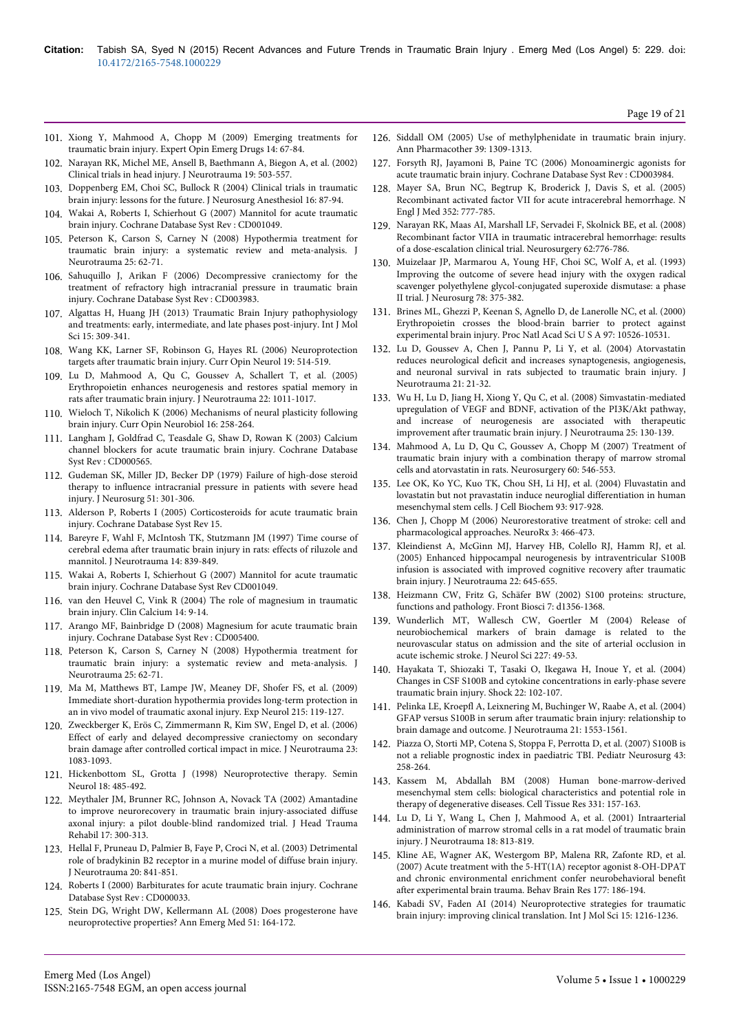101. Xiong Y, Mahmood A, Chopp M (2009) Emerging treatments for traumatic brain injury. Expert Opin Emerg Drugs 14: 67-84.
102. Narayan RK, Michel ME, Ansell B, Baethmann A, Biegon A, et al. (2002) Clinical trials in head injury. J Neurotrauma 19: 503-557.
103. Doppenberg EM, Choi SC, Bullock R (2004) Clinical trials in traumatic brain injury: lessons for the future. J Neurosurg Anesthesiol 16: 87-94.
104. Wakai A, Roberts I, Schierhout G (2007) Mannitol for acute traumatic brain injury. Cochrane Database Syst Rev : CD001049.
105. Peterson K, Carson S, Carney N (2008) Hypothermia treatment for traumatic brain injury: a systematic review and meta-analysis. J Neurotrauma 25: 62-71.
106. Sahuquillo J, Arikan F (2006) Decompressive craniectomy for the treatment of refractory high intracranial pressure in traumatic brain injury. Cochrane Database Syst Rev : CD003983.
107. Algattas H, Huang JH (2013) Traumatic Brain Injury pathophysiology and treatments: early, intermediate, and late phases post-injury. Int J Mol Sci 15: 309-341.
108. Wang KK, Larner SF, Robinson G, Hayes RL (2006) Neuroprotection targets after traumatic brain injury. Curr Opin Neurol 19: 514-519.
109. Lu D, Mahmood A, Qu C, Goussev A, Schallert T, et al. (2005) Erythropoietin enhances neurogenesis and restores spatial memory in rats after traumatic brain injury. J Neurotrauma 22: 1011-1017.
110. Wieloch T, Nikolich K (2006) Mechanisms of neural plasticity following brain injury. Curr Opin Neurobiol 16: 258-264.
111. Langham J, Goldfrad C, Teasdale G, Shaw D, Rowan K (2003) Calcium channel blockers for acute traumatic brain injury. Cochrane Database Syst Rev : CD000565.
112. Gudeman SK, Miller JD, Becker DP (1979) Failure of high-dose steroid therapy to influence intracranial pressure in patients with severe head injury. J Neurosurg 51: 301-306.
113. Alderson P, Roberts I (2005) Corticosteroids for acute traumatic brain injury. Cochrane Database Syst Rev 15.
114. Bareyre F, Wahl F, McIntosh TK, Stutzmann JM (1997) Time course of cerebral edema after traumatic brain injury in rats: effects of riluzole and mannitol. J Neurotrauma 14: 839-849.
115. Wakai A, Roberts I, Schierhout G (2007) Mannitol for acute traumatic brain injury. Cochrane Database Syst Rev CD001049.
116. van den Heuvel C, Vink R (2004) The role of magnesium in traumatic brain injury. Clin Calcium 14: 9-14.
117. Arango MF, Bainbridge D (2008) Magnesium for acute traumatic brain injury. Cochrane Database Syst Rev : CD005400.
118. Peterson K, Carson S, Carney N (2008) Hypothermia treatment for traumatic brain injury: a systematic review and meta-analysis. J Neurotrauma 25: 62-71.
119. Ma M, Matthews BT, Lampe JW, Meaney DF, Shofer FS, et al. (2009) Immediate short-duration hypothermia provides long-term protection in an in vivo model of traumatic axonal injury. Exp Neurol 215: 119-127.
120. Zweckberger K, Erös C, Zimmermann R, Kim SW, Engel D, et al. (2006) Effect of early and delayed decompressive craniectomy on secondary brain damage after controlled cortical impact in mice. J Neurotrauma 23: 1083-1093.
121. Hickenbottom SL, Grotta J (1998) Neuroprotective therapy. Semin Neurol 18: 485-492.
122. Meythaler JM, Brunner RC, Johnson A, Novack TA (2002) Amantadine to improve neurorecovery in traumatic brain injury-associated diffuse axonal injury: a pilot double-blind randomized trial. J Head Trauma Rehabil 17: 300-313.
123. Hellal F, Pruneau D, Palmier B, Faye P, Croci N, et al. (2003) Detrimental role of bradykinin B2 receptor in a murine model of diffuse brain injury. J Neurotrauma 20: 841-851.
124. Roberts I (2000) Barbiturates for acute traumatic brain injury. Cochrane Database Syst Rev : CD000033.
125. Stein DG, Wright DW, Kellermann AL (2008) Does progesterone have neuroprotective properties? Ann Emerg Med 51: 164-172.
126. Siddall OM (2005) Use of methylphenidate in traumatic brain injury. Ann Pharmacother 39: 1309-1313.
127. Forsyth RJ, Jayamoni B, Paine TC (2006) Monoaminergic agonists for acute traumatic brain injury. Cochrane Database Syst Rev : CD003984.
128. Mayer SA, Brun NC, Begtrup K, Broderick J, Davis S, et al. (2005) Recombinant activated factor VII for acute intracerebral hemorrhage. N Engl J Med 352: 777-785.
129. Narayan RK, Maas AI, Marshall LF, Servadei F, Skolnick BE, et al. (2008) Recombinant factor VIIA in traumatic intracerebral hemorrhage: results of a dose-escalation clinical trial. Neurosurgery 62:776-786.
130. Muizelaar JP, Marmarou A, Young HF, Choi SC, Wolf A, et al. (1993) Improving the outcome of severe head injury with the oxygen radical scavenger polyethylene glycol-conjugated superoxide dismutase: a phase II trial. J Neurosurg 78: 375-382.
131. Brines ML, Ghezzi P, Keenan S, Agnello D, de Lanerolle NC, et al. (2000) Erythropoietin crosses the blood-brain barrier to protect against experimental brain injury. Proc Natl Acad Sci U S A 97: 10526-10531.
132. Lu D, Goussev A, Chen J, Pannu P, Li Y, et al. (2004) Atorvastatin reduces neurological deficit and increases synaptogenesis, angiogenesis, and neuronal survival in rats subjected to traumatic brain injury. J Neurotrauma 21: 21-32.
133. Wu H, Lu D, Jiang H, Xiong Y, Qu C, et al. (2008) Simvastatin-mediated upregulation of VEGF and BDNF, activation of the PI3K/Akt pathway, and increase of neurogenesis are associated with therapeutic improvement after traumatic brain injury. J Neurotrauma 25: 130-139.
134. Mahmood A, Lu D, Qu C, Goussev A, Chopp M (2007) Treatment of traumatic brain injury with a combination therapy of marrow stromal cells and atorvastatin in rats. Neurosurgery 60: 546-553.
135. Lee OK, Ko YC, Kuo TK, Chou SH, Li HJ, et al. (2004) Fluvastatin and lovastatin but not pravastatin induce neuroglial differentiation in human mesenchymal stem cells. J Cell Biochem 93: 917-928.
136. Chen J, Chopp M (2006) Neurorestorative treatment of stroke: cell and pharmacological approaches. NeuroRx 3: 466-473.
137. Kleindienst A, McGinn MJ, Harvey HB, Colello RJ, Hamm RJ, et al. (2005) Enhanced hippocampal neurogenesis by intraventricular S100B infusion is associated with improved cognitive recovery after traumatic brain injury. J Neurotrauma 22: 645-655.
138. Heizmann CW, Fritz G, Schäfer BW (2002) S100 proteins: structure, functions and pathology. Front Biosci 7: d1356-1368.
139. Wunderlich MT, Wallesch CW, Goertler M (2004) Release of neurobiochemical markers of brain damage is related to the neurovascular status on admission and the site of arterial occlusion in acute ischemic stroke. J Neurol Sci 227: 49-53.
140. Hayakata T, Shiozaki T, Tasaki O, Ikegawa H, Inoue Y, et al. (2004) Changes in CSF S100B and cytokine concentrations in early-phase severe traumatic brain injury. Shock 22: 102-107.
141. Pelinka LE, Kroepfl A, Leixnering M, Buchinger W, Raabe A, et al. (2004) GFAP versus S100B in serum after traumatic brain injury: relationship to brain damage and outcome. J Neurotrauma 21: 1553-1561.
142. Piazza O, Storti MP, Cotena S, Stoppa F, Perrotta D, et al. (2007) S100B is not a reliable prognostic index in paediatric TBI. Pediatr Neurosurg 43: 258-264.
143. Kassem M, Abdallah BM (2008) Human bone-marrow-derived mesenchymal stem cells: biological characteristics and potential role in therapy of degenerative diseases. Cell Tissue Res 331: 157-163.
144. Lu D, Li Y, Wang L, Chen J, Mahmood A, et al. (2001) Intraarterial administration of marrow stromal cells in a rat model of traumatic brain injury. J Neurotrauma 18: 813-819.
145. Kline AE, Wagner AK, Westergom BP, Malena RR, Zafonte RD, et al. (2007) Acute treatment with the 5-HT(1A) receptor agonist 8-OH-DPAT and chronic environmental enrichment confer neurobehavioral benefit after experimental brain trauma. Behav Brain Res 177: 186-194.
146. Kabadi SV, Faden AI (2014) Neuroprotective strategies for traumatic brain injury: improving clinical translation. Int J Mol Sci 15: 1216-1236.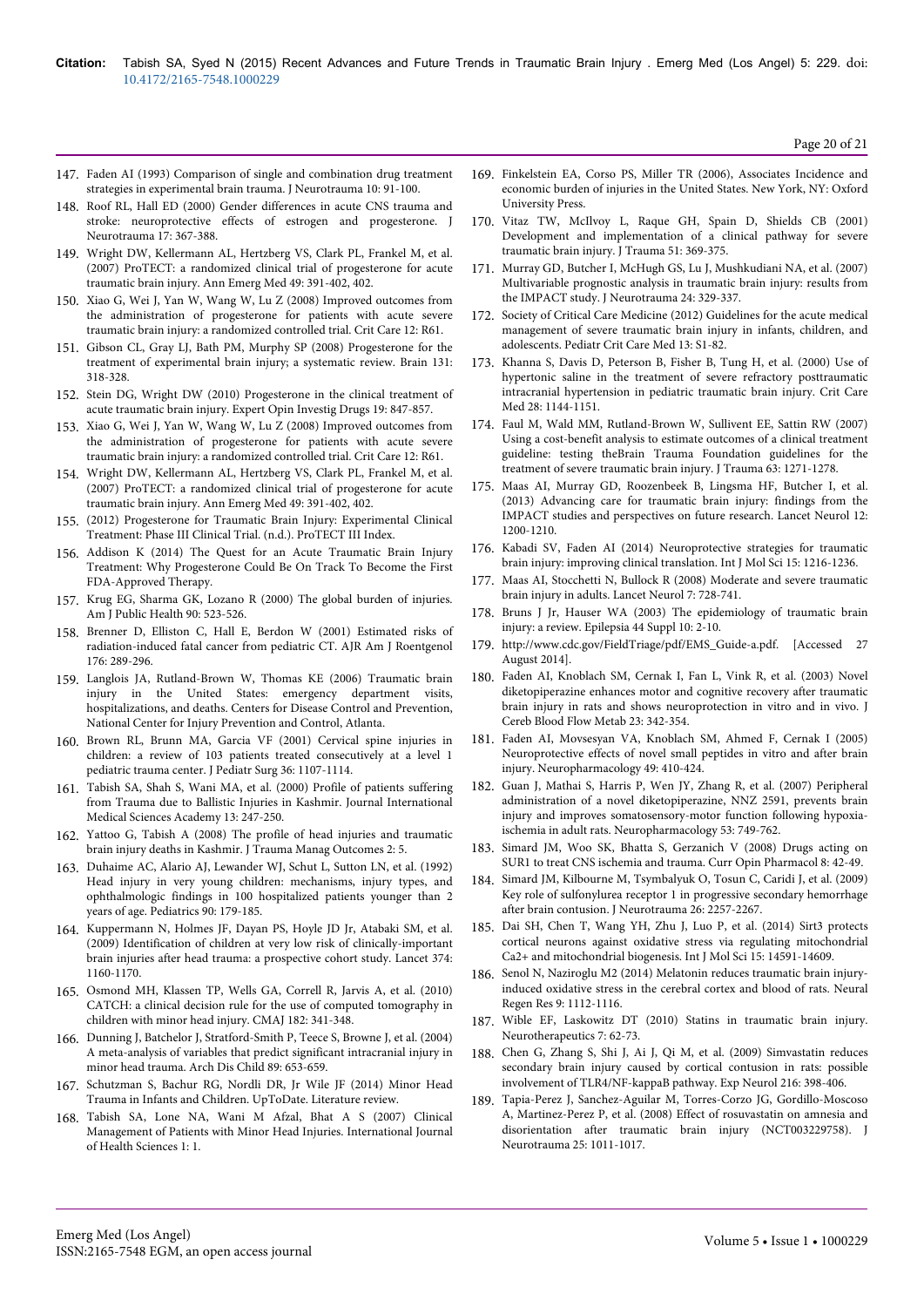147. Faden AI (1993) Comparison of single and combination drug treatment strategies in experimental brain trauma. J Neurotrauma 10: 91-100.
148. Roof RL, Hall ED (2000) Gender differences in acute CNS trauma and stroke: neuroprotective effects of estrogen and progesterone. J Neurotrauma 17: 367-388.
149. Wright DW, Kellermann AL, Hertzberg VS, Clark PL, Frankel M, et al. (2007) ProTECT: a randomized clinical trial of progesterone for acute traumatic brain injury. Ann Emerg Med 49: 391-402, 402.
150. Xiao G, Wei J, Yan W, Wang W, Lu Z (2008) Improved outcomes from the administration of progesterone for patients with acute severe traumatic brain injury: a randomized controlled trial. Crit Care 12: R61.
151. Gibson CL, Gray LJ, Bath PM, Murphy SP (2008) Progesterone for the treatment of experimental brain injury; a systematic review. Brain 131: 318-328.
152. Stein DG, Wright DW (2010) Progesterone in the clinical treatment of acute traumatic brain injury. Expert Opin Investig Drugs 19: 847-857.
153. Xiao G, Wei J, Yan W, Wang W, Lu Z (2008) Improved outcomes from the administration of progesterone for patients with acute severe traumatic brain injury: a randomized controlled trial. Crit Care 12: R61.
154. Wright DW, Kellermann AL, Hertzberg VS, Clark PL, Frankel M, et al. (2007) ProTECT: a randomized clinical trial of progesterone for acute traumatic brain injury. Ann Emerg Med 49: 391-402, 402.
155. (2012) Progesterone for Traumatic Brain Injury: Experimental Clinical Treatment: Phase III Clinical Trial. (n.d.). ProTECT III Index.
156. Addison K (2014) The Quest for an Acute Traumatic Brain Injury Treatment: Why Progesterone Could Be On Track To Become the First FDA-Approved Therapy.
157. Krug EG, Sharma GK, Lozano R (2000) The global burden of injuries. Am J Public Health 90: 523-526.
158. Brenner D, Elliston C, Hall E, Berdon W (2001) Estimated risks of radiation-induced fatal cancer from pediatric CT. AJR Am J Roentgenol 176: 289-296.
159. Langlois JA, Rutland-Brown W, Thomas KE (2006) Traumatic brain injury in the United States: emergency department visits, hospitalizations, and deaths. Centers for Disease Control and Prevention, National Center for Injury Prevention and Control, Atlanta.
160. Brown RL, Brunn MA, Garcia VF (2001) Cervical spine injuries in children: a review of 103 patients treated consecutively at a level 1 pediatric trauma center. J Pediatr Surg 36: 1107-1114.
161. Tabish SA, Shah S, Wani MA, et al. (2000) Profile of patients suffering from Trauma due to Ballistic Injuries in Kashmir. Journal International Medical Sciences Academy 13: 247-250.
162. Yattoo G, Tabish A (2008) The profile of head injuries and traumatic brain injury deaths in Kashmir. J Trauma Manag Outcomes 2: 5.
163. Duhaime AC, Alario AJ, Lewander WJ, Schut L, Sutton LN, et al. (1992) Head injury in very young children: mechanisms, injury types, and ophthalmologic findings in 100 hospitalized patients younger than 2 years of age. Pediatrics 90: 179-185.
164. Kuppermann N, Holmes JF, Dayan PS, Hoyle JD Jr, Atabaki SM, et al. (2009) Identification of children at very low risk of clinically-important brain injuries after head trauma: a prospective cohort study. Lancet 374: 1160-1170.
165. Osmond MH, Klassen TP, Wells GA, Correll R, Jarvis A, et al. (2010) CATCH: a clinical decision rule for the use of computed tomography in children with minor head injury. CMAJ 182: 341-348.
166. Dunning J, Batchelor J, Stratford-Smith P, Teece S, Browne J, et al. (2004) A meta-analysis of variables that predict significant intracranial injury in minor head trauma. Arch Dis Child 89: 653-659.
167. Schutzman S, Bachur RG, Nordli DR, Jr Wile JF (2014) Minor Head Trauma in Infants and Children. UpToDate. Literature review.
168. Tabish SA, Lone NA, Wani M Afzal, Bhat A S (2007) Clinical Management of Patients with Minor Head Injuries. International Journal of Health Sciences 1: 1.
169. Finkelstein EA, Corso PS, Miller TR (2006), Associates Incidence and economic burden of injuries in the United States. New York, NY: Oxford University Press.
170. Vitaz TW, McIlvoy L, Raque GH, Spain D, Shields CB (2001) Development and implementation of a clinical pathway for severe traumatic brain injury. J Trauma 51: 369-375.
171. Murray GD, Butcher I, McHugh GS, Lu J, Mushkudiani NA, et al. (2007) Multivariable prognostic analysis in traumatic brain injury: results from the IMPACT study. J Neurotrauma 24: 329-337.
172. Society of Critical Care Medicine (2012) Guidelines for the acute medical management of severe traumatic brain injury in infants, children, and adolescents. Pediatr Crit Care Med 13: S1-82.
173. Khanna S, Davis D, Peterson B, Fisher B, Tung H, et al. (2000) Use of hypertonic saline in the treatment of severe refractory posttraumatic intracranial hypertension in pediatric traumatic brain injury. Crit Care Med 28: 1144-1151.
174. Faul M, Wald MM, Rutland-Brown W, Sullivent EE, Sattin RW (2007) Using a cost-benefit analysis to estimate outcomes of a clinical treatment guideline: testing theBrain Trauma Foundation guidelines for the treatment of severe traumatic brain injury. J Trauma 63: 1271-1278.
175. Maas AI, Murray GD, Roozenbeek B, Lingsma HF, Butcher I, et al. (2013) Advancing care for traumatic brain injury: findings from the IMPACT studies and perspectives on future research. Lancet Neurol 12: 1200-1210.
176. Kabadi SV, Faden AI (2014) Neuroprotective strategies for traumatic brain injury: improving clinical translation. Int J Mol Sci 15: 1216-1236.
177. Maas AI, Stocchetti N, Bullock R (2008) Moderate and severe traumatic brain injury in adults. Lancet Neurol 7: 728-741.
178. Bruns J Jr, Hauser WA (2003) The epidemiology of traumatic brain injury: a review. Epilepsia 44 Suppl 10: 2-10.
179. http://www.cdc.gov/FieldTriage/pdf/EMS_Guide-a.pdf. [Accessed 27 August 2014].
180. Faden AI, Knoblach SM, Cernak I, Fan L, Vink R, et al. (2003) Novel diketopiperazine enhances motor and cognitive recovery after traumatic brain injury in rats and shows neuroprotection in vitro and in vivo. J Cereb Blood Flow Metab 23: 342-354.
181. Faden AI, Movsesyan VA, Knoblach SM, Ahmed F, Cernak I (2005) Neuroprotective effects of novel small peptides in vitro and after brain injury. Neuropharmacology 49: 410-424.
182. Guan J, Mathai S, Harris P, Wen JY, Zhang R, et al. (2007) Peripheral administration of a novel diketopiperazine, NNZ 2591, prevents brain injury and improves somatosensory-motor function following hypoxia-ischemia in adult rats. Neuropharmacology 53: 749-762.
183. Simard JM, Woo SK, Bhatta S, Gerzanich V (2008) Drugs acting on SUR1 to treat CNS ischemia and trauma. Curr Opin Pharmacol 8: 42-49.
184. Simard JM, Kilbourne M, Tsymbalyuk O, Tosun C, Caridi J, et al. (2009) Key role of sulfonylurea receptor 1 in progressive secondary hemorrhage after brain contusion. J Neurotrauma 26: 2257-2267.
185. Dai SH, Chen T, Wang YH, Zhu J, Luo P, et al. (2014) Sirt3 protects cortical neurons against oxidative stress via regulating mitochondrial Ca2+ and mitochondrial biogenesis. Int J Mol Sci 15: 14591-14609.
186. Senol N, Naziroglu M2 (2014) Melatonin reduces traumatic brain injury-induced oxidative stress in the cerebral cortex and blood of rats. Neural Regen Res 9: 1112-1116.
187. Wible EF, Laskowitz DT (2010) Statins in traumatic brain injury. Neurotherapeutics 7: 62-73.
188. Chen G, Zhang S, Shi J, Ai J, Qi M, et al. (2009) Simvastatin reduces secondary brain injury caused by cortical contusion in rats: possible involvement of TLR4/NF-kappaB pathway. Exp Neurol 216: 398-406.
189. Tapia-Perez J, Sanchez-Aguilar M, Torres-Corzo JG, Gordillo-Moscoso A, Martinez-Perez P, et al. (2008) Effect of rosuvastatin on amnesia and disorientation after traumatic brain injury (NCT003229758). J Neurotrauma 25: 1011-1017.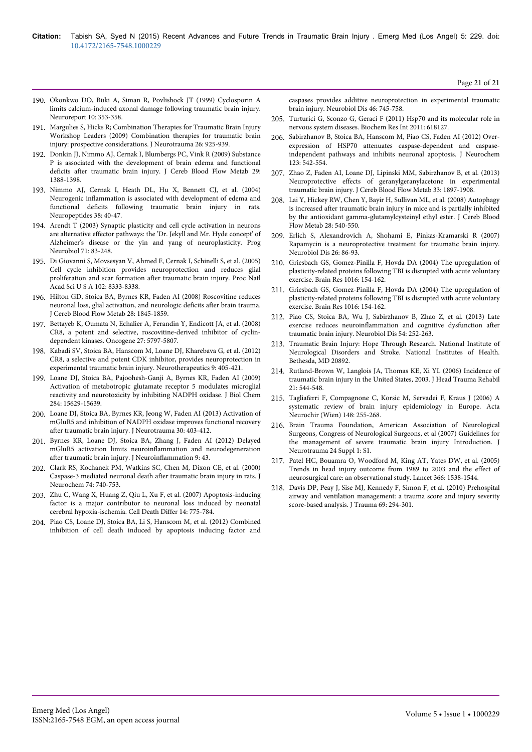190. Okonkwo DO, Büki A, Siman R, Povlishock JT (1999) Cyclosporin A limits calcium-induced axonal damage following traumatic brain injury. Neuroreport 10: 353-358.

191. Margulies S, Hicks R; Combination Therapies for Traumatic Brain Injury Workshop Leaders (2009) Combination therapies for traumatic brain injury: prospective considerations. J Neurotrauma 26: 925-939.

192. Donkin JJ, Nimmo AJ, Cernak I, Blumbergs PC, Vink R (2009) Substance P is associated with the development of brain edema and functional deficits after traumatic brain injury. J Cereb Blood Flow Metab 29: 1388-1398.

193. Nimmo AJ, Cernak I, Heath DL, Hu X, Bennett CJ, et al. (2004) Neurogenic inflammation is associated with development of edema and functional deficits following traumatic brain injury in rats. Neuropeptides 38: 40-47.

194. Arendt T (2003) Synaptic plasticity and cell cycle activation in neurons are alternative effector pathways: the 'Dr. Jekyll and Mr. Hyde concept' of Alzheimer's disease or the yin and yang of neuroplasticity. Prog Neurobiol 71: 83-248.

195. Di Giovanni S, Movsesyan V, Ahmed F, Cernak I, Schinelli S, et al. (2005) Cell cycle inhibition provides neuroprotection and reduces glial proliferation and scar formation after traumatic brain injury. Proc Natl Acad Sci U S A 102: 8333-8338.

196. Hilton GD, Stoica BA, Byrnes KR, Faden AI (2008) Roscovitine reduces neuronal loss, glial activation, and neurologic deficits after brain trauma. J Cereb Blood Flow Metab 28: 1845-1859.

197. Bettayeb K, Oumata N, Echalier A, Ferandin Y, Endicott JA, et al. (2008) CR8, a potent and selective, roscovitine-derived inhibitor of cyclin-dependent kinases. Oncogene 27: 5797-5807.

198. Kabadi SV, Stoica BA, Hanscom M, Loane DJ, Kharebava G, et al. (2012) CR8, a selective and potent CDK inhibitor, provides neuroprotection in experimental traumatic brain injury. Neurotherapeutics 9: 405-421.

199. Loane DJ, Stoica BA, Pajoohesh-Ganji A, Byrnes KR, Faden AI (2009) Activation of metabotropic glutamate receptor 5 modulates microglial reactivity and neurotoxicity by inhibiting NADPH oxidase. J Biol Chem 284: 15629-15639.

200. Loane DJ, Stoica BA, Byrnes KR, Jeong W, Faden AI (2013) Activation of mGluR5 and inhibition of NADPH oxidase improves functional recovery after traumatic brain injury. J Neurotrauma 30: 403-412.

201. Byrnes KR, Loane DJ, Stoica BA, Zhang J, Faden AI (2012) Delayed mGluR5 activation limits neuroinflammation and neurodegeneration after traumatic brain injury. J Neuroinflammation 9: 43.

202. Clark RS, Kochanek PM, Watkins SC, Chen M, Dixon CE, et al. (2000) Caspase-3 mediated neuronal death after traumatic brain injury in rats. J Neurochem 74: 740-753.

203. Zhu C, Wang X, Huang Z, Qiu L, Xu F, et al. (2007) Apoptosis-inducing factor is a major contributor to neuronal loss induced by neonatal cerebral hypoxia-ischemia. Cell Death Differ 14: 775-784.

204. Piao CS, Loane DJ, Stoica BA, Li S, Hanscom M, et al. (2012) Combined inhibition of cell death induced by apoptosis inducing factor and caspases provides additive neuroprotection in experimental traumatic brain injury. Neurobiol Dis 46: 745-758.

205. Turturici G, Sconzo G, Geraci F (2011) Hsp70 and its molecular role in nervous system diseases. Biochem Res Int 2011: 618127.

206. Sabirzhanov B, Stoica BA, Hanscom M, Piao CS, Faden AI (2012) Over-expression of HSP70 attenuates caspase-dependent and caspase-independent pathways and inhibits neuronal apoptosis. J Neurochem 123: 542-554.

207. Zhao Z, Faden AI, Loane DJ, Lipinski MM, Sabirzhanov B, et al. (2013) Neuroprotective effects of geranylgeranylacetone in experimental traumatic brain injury. J Cereb Blood Flow Metab 33: 1897-1908.

208. Lai Y, Hickey RW, Chen Y, Bayir H, Sullivan ML, et al. (2008) Autophagy is increased after traumatic brain injury in mice and is partially inhibited by the antioxidant gamma-glutamylcysteinyl ethyl ester. J Cereb Blood Flow Metab 28: 540-550.

209. Erlich S, Alexandrovich A, Shohami E, Pinkas-Kramarski R (2007) Rapamycin is a neuroprotective treatment for traumatic brain injury. Neurobiol Dis 26: 86-93.

210. Griesbach GS, Gomez-Pinilla F, Hovda DA (2004) The upregulation of plasticity-related proteins following TBI is disrupted with acute voluntary exercise. Brain Res 1016: 154-162.

211. Griesbach GS, Gomez-Pinilla F, Hovda DA (2004) The upregulation of plasticity-related proteins following TBI is disrupted with acute voluntary exercise. Brain Res 1016: 154-162.

212. Piao CS, Stoica BA, Wu J, Sabirzhanov B, Zhao Z, et al. (2013) Late exercise reduces neuroinflammation and cognitive dysfunction after traumatic brain injury. Neurobiol Dis 54: 252-263.

213. Traumatic Brain Injury: Hope Through Research. National Institute of Neurological Disorders and Stroke. National Institutes of Health. Bethesda, MD 20892.

214. Rutland-Brown W, Langlois JA, Thomas KE, Xi YL (2006) Incidence of traumatic brain injury in the United States, 2003. J Head Trauma Rehabil 21: 544-548.

215. Tagliaferri F, Compagnone C, Korsic M, Servadei F, Kraus J (2006) A systematic review of brain injury epidemiology in Europe. Acta Neurochir (Wien) 148: 255-268.

216. Brain Trauma Foundation, American Association of Neurological Surgeons, Congress of Neurological Surgeons, et al (2007) Guidelines for the management of severe traumatic brain injury Introduction. J Neurotrauma 24 Suppl 1: S1.

217. Patel HC, Bouamra O, Woodford M, King AT, Yates DW, et al. (2005) Trends in head injury outcome from 1989 to 2003 and the effect of neurosurgical care: an observational study. Lancet 366: 1538-1544.

218. Davis DP, Peay J, Sise MJ, Kennedy F, Simon F, et al. (2010) Prehospital airway and ventilation management: a trauma score and injury severity score-based analysis. J Trauma 69: 294-301.